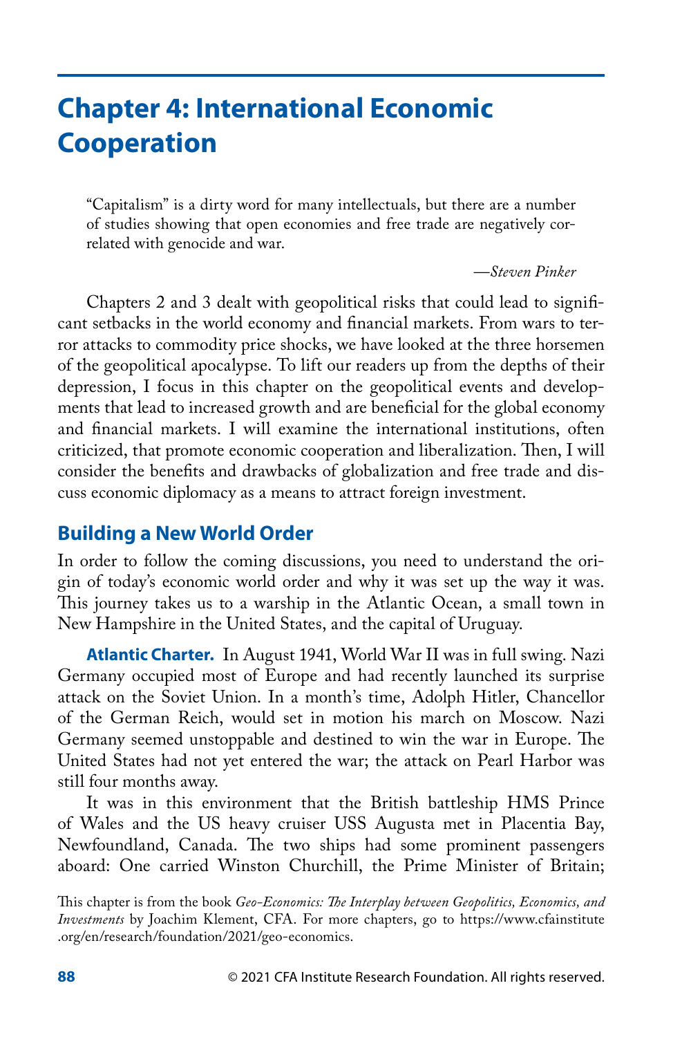# Chapter 4: International Economic Cooperation

> "Capitalism" is a dirty word for many intellectuals, but there are a number of studies showing that open economies and free trade are negatively correlated with genocide and war.
>
> —*Steven Pinker*

Chapters 2 and 3 dealt with geopolitical risks that could lead to significant setbacks in the world economy and financial markets. From wars to terror attacks to commodity price shocks, we have looked at the three horsemen of the geopolitical apocalypse. To lift our readers up from the depths of their depression, I focus in this chapter on the geopolitical events and developments that lead to increased growth and are beneficial for the global economy and financial markets. I will examine the international institutions, often criticized, that promote economic cooperation and liberalization. Then, I will consider the benefits and drawbacks of globalization and free trade and discuss economic diplomacy as a means to attract foreign investment.

## Building a New World Order

In order to follow the coming discussions, you need to understand the origin of today's economic world order and why it was set up the way it was. This journey takes us to a warship in the Atlantic Ocean, a small town in New Hampshire in the United States, and the capital of Uruguay.

**Atlantic Charter.** In August 1941, World War II was in full swing. Nazi Germany occupied most of Europe and had recently launched its surprise attack on the Soviet Union. In a month's time, Adolph Hitler, Chancellor of the German Reich, would set in motion his march on Moscow. Nazi Germany seemed unstoppable and destined to win the war in Europe. The United States had not yet entered the war; the attack on Pearl Harbor was still four months away.

It was in this environment that the British battleship HMS Prince of Wales and the US heavy cruiser USS Augusta met in Placentia Bay, Newfoundland, Canada. The two ships had some prominent passengers aboard: One carried Winston Churchill, the Prime Minister of Britain;

This chapter is from the book *Geo-Economics: The Interplay between Geopolitics, Economics, and Investments* by Joachim Klement, CFA. For more chapters, go to https://www.cfainstitute.org/en/research/foundation/2021/geo-economics.

© 2021 CFA Institute Research Foundation. All rights reserved.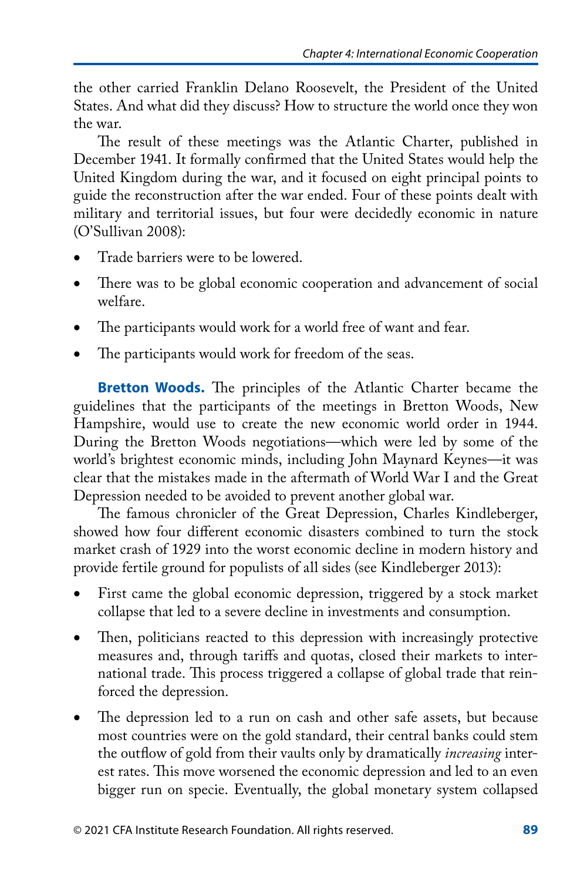the other carried Franklin Delano Roosevelt, the President of the United States. And what did they discuss? How to structure the world once they won the war.

The result of these meetings was the Atlantic Charter, published in December 1941. It formally confirmed that the United States would help the United Kingdom during the war, and it focused on eight principal points to guide the reconstruction after the war ended. Four of these points dealt with military and territorial issues, but four were decidedly economic in nature (O'Sullivan 2008):

- Trade barriers were to be lowered.
- There was to be global economic cooperation and advancement of social welfare.
- The participants would work for a world free of want and fear.
- The participants would work for freedom of the seas.

**Bretton Woods.** The principles of the Atlantic Charter became the guidelines that the participants of the meetings in Bretton Woods, New Hampshire, would use to create the new economic world order in 1944. During the Bretton Woods negotiations—which were led by some of the world's brightest economic minds, including John Maynard Keynes—it was clear that the mistakes made in the aftermath of World War I and the Great Depression needed to be avoided to prevent another global war.

The famous chronicler of the Great Depression, Charles Kindleberger, showed how four different economic disasters combined to turn the stock market crash of 1929 into the worst economic decline in modern history and provide fertile ground for populists of all sides (see Kindleberger 2013):

- First came the global economic depression, triggered by a stock market collapse that led to a severe decline in investments and consumption.
- Then, politicians reacted to this depression with increasingly protective measures and, through tariffs and quotas, closed their markets to international trade. This process triggered a collapse of global trade that reinforced the depression.
- The depression led to a run on cash and other safe assets, but because most countries were on the gold standard, their central banks could stem the outflow of gold from their vaults only by dramatically *increasing* interest rates. This move worsened the economic depression and led to an even bigger run on specie. Eventually, the global monetary system collapsed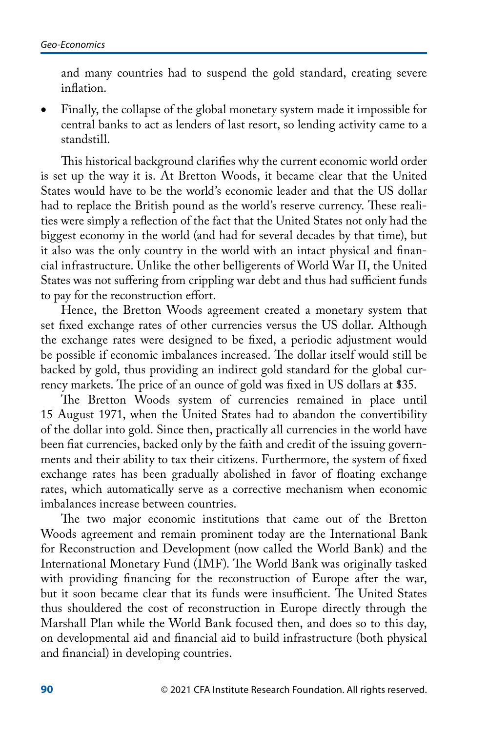and many countries had to suspend the gold standard, creating severe inflation.

- Finally, the collapse of the global monetary system made it impossible for central banks to act as lenders of last resort, so lending activity came to a standstill.

This historical background clarifies why the current economic world order is set up the way it is. At Bretton Woods, it became clear that the United States would have to be the world's economic leader and that the US dollar had to replace the British pound as the world's reserve currency. These realities were simply a reflection of the fact that the United States not only had the biggest economy in the world (and had for several decades by that time), but it also was the only country in the world with an intact physical and financial infrastructure. Unlike the other belligerents of World War II, the United States was not suffering from crippling war debt and thus had sufficient funds to pay for the reconstruction effort.

Hence, the Bretton Woods agreement created a monetary system that set fixed exchange rates of other currencies versus the US dollar. Although the exchange rates were designed to be fixed, a periodic adjustment would be possible if economic imbalances increased. The dollar itself would still be backed by gold, thus providing an indirect gold standard for the global currency markets. The price of an ounce of gold was fixed in US dollars at $35.

The Bretton Woods system of currencies remained in place until 15 August 1971, when the United States had to abandon the convertibility of the dollar into gold. Since then, practically all currencies in the world have been fiat currencies, backed only by the faith and credit of the issuing governments and their ability to tax their citizens. Furthermore, the system of fixed exchange rates has been gradually abolished in favor of floating exchange rates, which automatically serve as a corrective mechanism when economic imbalances increase between countries.

The two major economic institutions that came out of the Bretton Woods agreement and remain prominent today are the International Bank for Reconstruction and Development (now called the World Bank) and the International Monetary Fund (IMF). The World Bank was originally tasked with providing financing for the reconstruction of Europe after the war, but it soon became clear that its funds were insufficient. The United States thus shouldered the cost of reconstruction in Europe directly through the Marshall Plan while the World Bank focused then, and does so to this day, on developmental aid and financial aid to build infrastructure (both physical and financial) in developing countries.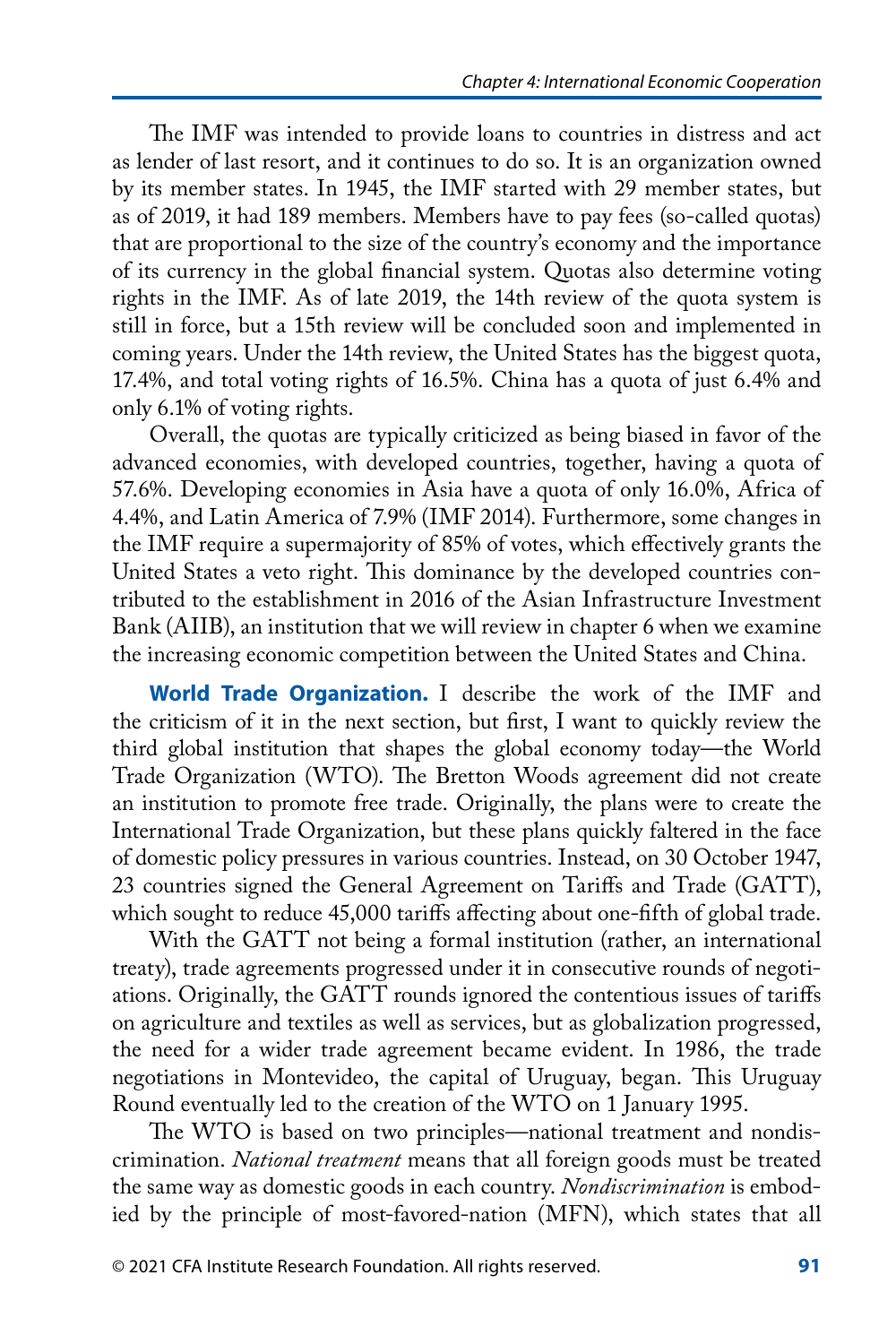The IMF was intended to provide loans to countries in distress and act as lender of last resort, and it continues to do so. It is an organization owned by its member states. In 1945, the IMF started with 29 member states, but as of 2019, it had 189 members. Members have to pay fees (so-called quotas) that are proportional to the size of the country's economy and the importance of its currency in the global financial system. Quotas also determine voting rights in the IMF. As of late 2019, the 14th review of the quota system is still in force, but a 15th review will be concluded soon and implemented in coming years. Under the 14th review, the United States has the biggest quota, 17.4%, and total voting rights of 16.5%. China has a quota of just 6.4% and only 6.1% of voting rights.

Overall, the quotas are typically criticized as being biased in favor of the advanced economies, with developed countries, together, having a quota of 57.6%. Developing economies in Asia have a quota of only 16.0%, Africa of 4.4%, and Latin America of 7.9% (IMF 2014). Furthermore, some changes in the IMF require a supermajority of 85% of votes, which effectively grants the United States a veto right. This dominance by the developed countries contributed to the establishment in 2016 of the Asian Infrastructure Investment Bank (AIIB), an institution that we will review in chapter 6 when we examine the increasing economic competition between the United States and China.

**World Trade Organization.** I describe the work of the IMF and the criticism of it in the next section, but first, I want to quickly review the third global institution that shapes the global economy today—the World Trade Organization (WTO). The Bretton Woods agreement did not create an institution to promote free trade. Originally, the plans were to create the International Trade Organization, but these plans quickly faltered in the face of domestic policy pressures in various countries. Instead, on 30 October 1947, 23 countries signed the General Agreement on Tariffs and Trade (GATT), which sought to reduce 45,000 tariffs affecting about one-fifth of global trade.

With the GATT not being a formal institution (rather, an international treaty), trade agreements progressed under it in consecutive rounds of negotiations. Originally, the GATT rounds ignored the contentious issues of tariffs on agriculture and textiles as well as services, but as globalization progressed, the need for a wider trade agreement became evident. In 1986, the trade negotiations in Montevideo, the capital of Uruguay, began. This Uruguay Round eventually led to the creation of the WTO on 1 January 1995.

The WTO is based on two principles—national treatment and nondiscrimination. *National treatment* means that all foreign goods must be treated the same way as domestic goods in each country. *Nondiscrimination* is embodied by the principle of most-favored-nation (MFN), which states that all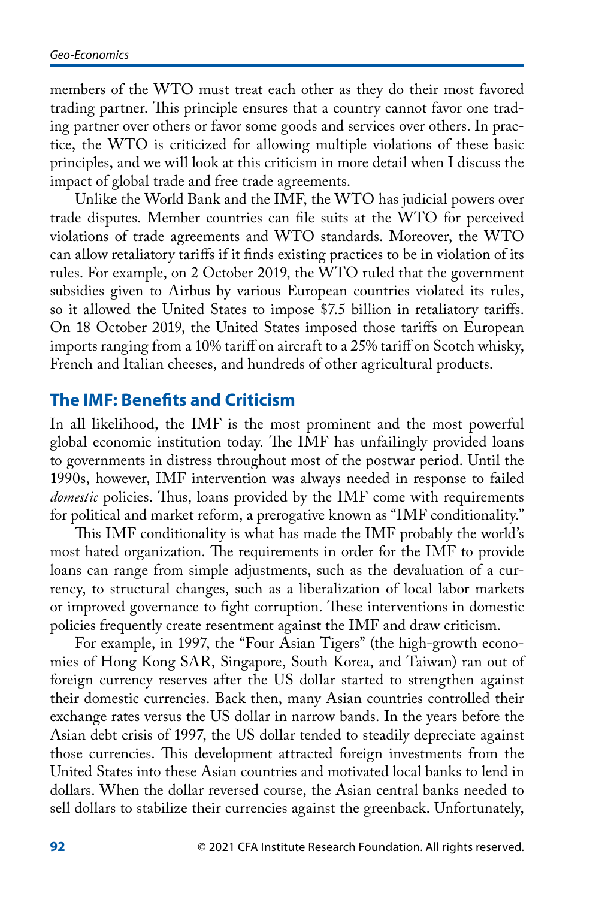members of the WTO must treat each other as they do their most favored trading partner. This principle ensures that a country cannot favor one trading partner over others or favor some goods and services over others. In practice, the WTO is criticized for allowing multiple violations of these basic principles, and we will look at this criticism in more detail when I discuss the impact of global trade and free trade agreements.

Unlike the World Bank and the IMF, the WTO has judicial powers over trade disputes. Member countries can file suits at the WTO for perceived violations of trade agreements and WTO standards. Moreover, the WTO can allow retaliatory tariffs if it finds existing practices to be in violation of its rules. For example, on 2 October 2019, the WTO ruled that the government subsidies given to Airbus by various European countries violated its rules, so it allowed the United States to impose $7.5 billion in retaliatory tariffs. On 18 October 2019, the United States imposed those tariffs on European imports ranging from a 10% tariff on aircraft to a 25% tariff on Scotch whisky, French and Italian cheeses, and hundreds of other agricultural products.

## The IMF: Benefits and Criticism

In all likelihood, the IMF is the most prominent and the most powerful global economic institution today. The IMF has unfailingly provided loans to governments in distress throughout most of the postwar period. Until the 1990s, however, IMF intervention was always needed in response to failed *domestic* policies. Thus, loans provided by the IMF come with requirements for political and market reform, a prerogative known as "IMF conditionality."

This IMF conditionality is what has made the IMF probably the world's most hated organization. The requirements in order for the IMF to provide loans can range from simple adjustments, such as the devaluation of a currency, to structural changes, such as a liberalization of local labor markets or improved governance to fight corruption. These interventions in domestic policies frequently create resentment against the IMF and draw criticism.

For example, in 1997, the "Four Asian Tigers" (the high-growth economies of Hong Kong SAR, Singapore, South Korea, and Taiwan) ran out of foreign currency reserves after the US dollar started to strengthen against their domestic currencies. Back then, many Asian countries controlled their exchange rates versus the US dollar in narrow bands. In the years before the Asian debt crisis of 1997, the US dollar tended to steadily depreciate against those currencies. This development attracted foreign investments from the United States into these Asian countries and motivated local banks to lend in dollars. When the dollar reversed course, the Asian central banks needed to sell dollars to stabilize their currencies against the greenback. Unfortunately,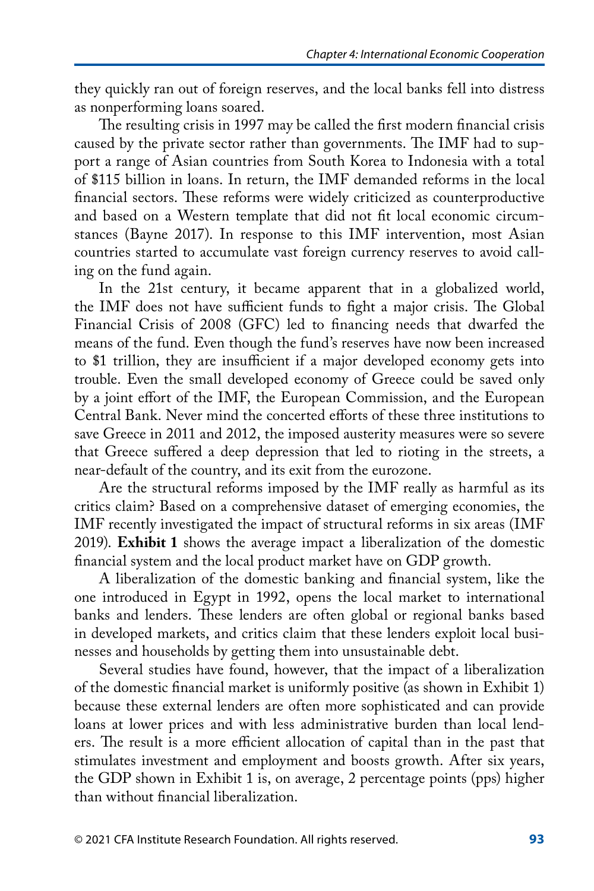they quickly ran out of foreign reserves, and the local banks fell into distress as nonperforming loans soared.

The resulting crisis in 1997 may be called the first modern financial crisis caused by the private sector rather than governments. The IMF had to support a range of Asian countries from South Korea to Indonesia with a total of $115 billion in loans. In return, the IMF demanded reforms in the local financial sectors. These reforms were widely criticized as counterproductive and based on a Western template that did not fit local economic circumstances (Bayne 2017). In response to this IMF intervention, most Asian countries started to accumulate vast foreign currency reserves to avoid calling on the fund again.

In the 21st century, it became apparent that in a globalized world, the IMF does not have sufficient funds to fight a major crisis. The Global Financial Crisis of 2008 (GFC) led to financing needs that dwarfed the means of the fund. Even though the fund's reserves have now been increased to $1 trillion, they are insufficient if a major developed economy gets into trouble. Even the small developed economy of Greece could be saved only by a joint effort of the IMF, the European Commission, and the European Central Bank. Never mind the concerted efforts of these three institutions to save Greece in 2011 and 2012, the imposed austerity measures were so severe that Greece suffered a deep depression that led to rioting in the streets, a near-default of the country, and its exit from the eurozone.

Are the structural reforms imposed by the IMF really as harmful as its critics claim? Based on a comprehensive dataset of emerging economies, the IMF recently investigated the impact of structural reforms in six areas (IMF 2019). **Exhibit 1** shows the average impact a liberalization of the domestic financial system and the local product market have on GDP growth.

A liberalization of the domestic banking and financial system, like the one introduced in Egypt in 1992, opens the local market to international banks and lenders. These lenders are often global or regional banks based in developed markets, and critics claim that these lenders exploit local businesses and households by getting them into unsustainable debt.

Several studies have found, however, that the impact of a liberalization of the domestic financial market is uniformly positive (as shown in Exhibit 1) because these external lenders are often more sophisticated and can provide loans at lower prices and with less administrative burden than local lenders. The result is a more efficient allocation of capital than in the past that stimulates investment and employment and boosts growth. After six years, the GDP shown in Exhibit 1 is, on average, 2 percentage points (pps) higher than without financial liberalization.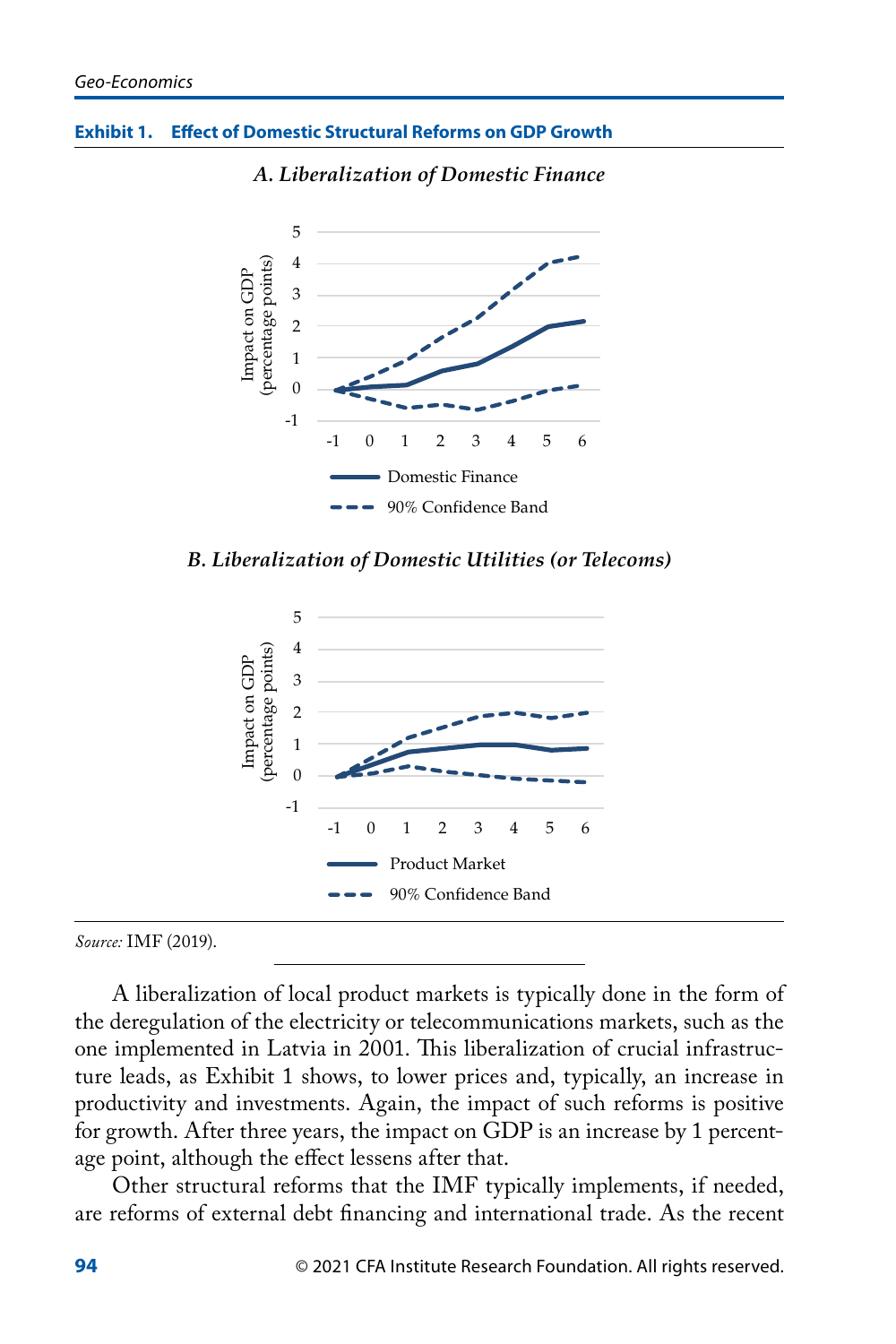**Exhibit 1. Effect of Domestic Structural Reforms on GDP Growth**

*A. Liberalization of Domestic Finance*

*B. Liberalization of Domestic Utilities (or Telecoms)*

*Source:* IMF (2019).

A liberalization of local product markets is typically done in the form of the deregulation of the electricity or telecommunications markets, such as the one implemented in Latvia in 2001. This liberalization of crucial infrastructure leads, as Exhibit 1 shows, to lower prices and, typically, an increase in productivity and investments. Again, the impact of such reforms is positive for growth. After three years, the impact on GDP is an increase by 1 percentage point, although the effect lessens after that.

Other structural reforms that the IMF typically implements, if needed, are reforms of external debt financing and international trade. As the recent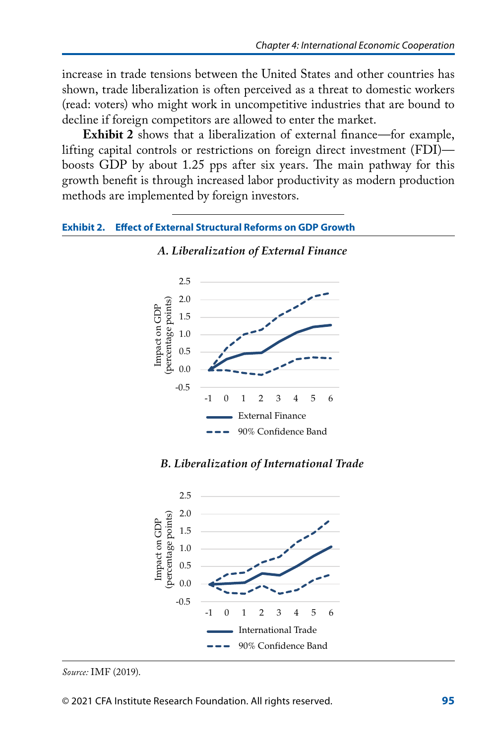increase in trade tensions between the United States and other countries has shown, trade liberalization is often perceived as a threat to domestic workers (read: voters) who might work in uncompetitive industries that are bound to decline if foreign competitors are allowed to enter the market.

**Exhibit 2** shows that a liberalization of external finance—for example, lifting capital controls or restrictions on foreign direct investment (FDI)—boosts GDP by about 1.25 pps after six years. The main pathway for this growth benefit is through increased labor productivity as modern production methods are implemented by foreign investors.

**Exhibit 2. Effect of External Structural Reforms on GDP Growth**

*A. Liberalization of External Finance*

*B. Liberalization of International Trade*

*Source:* IMF (2019).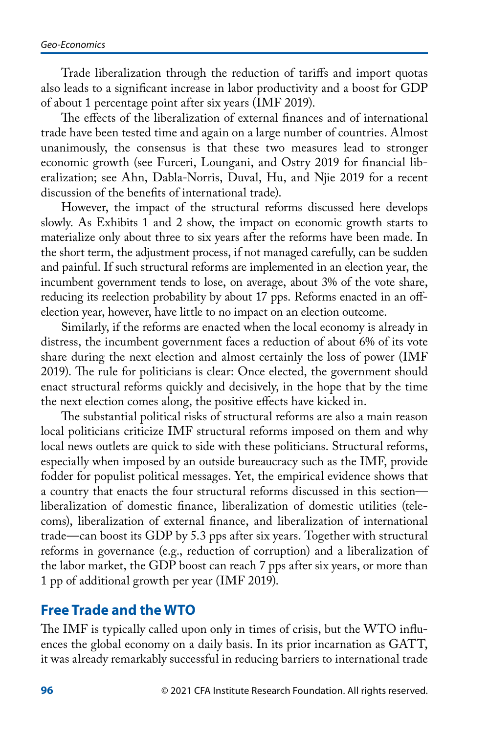Trade liberalization through the reduction of tariffs and import quotas also leads to a significant increase in labor productivity and a boost for GDP of about 1 percentage point after six years (IMF 2019).

The effects of the liberalization of external finances and of international trade have been tested time and again on a large number of countries. Almost unanimously, the consensus is that these two measures lead to stronger economic growth (see Furceri, Loungani, and Ostry 2019 for financial liberalization; see Ahn, Dabla-Norris, Duval, Hu, and Njie 2019 for a recent discussion of the benefits of international trade).

However, the impact of the structural reforms discussed here develops slowly. As Exhibits 1 and 2 show, the impact on economic growth starts to materialize only about three to six years after the reforms have been made. In the short term, the adjustment process, if not managed carefully, can be sudden and painful. If such structural reforms are implemented in an election year, the incumbent government tends to lose, on average, about 3% of the vote share, reducing its reelection probability by about 17 pps. Reforms enacted in an off-election year, however, have little to no impact on an election outcome.

Similarly, if the reforms are enacted when the local economy is already in distress, the incumbent government faces a reduction of about 6% of its vote share during the next election and almost certainly the loss of power (IMF 2019). The rule for politicians is clear: Once elected, the government should enact structural reforms quickly and decisively, in the hope that by the time the next election comes along, the positive effects have kicked in.

The substantial political risks of structural reforms are also a main reason local politicians criticize IMF structural reforms imposed on them and why local news outlets are quick to side with these politicians. Structural reforms, especially when imposed by an outside bureaucracy such as the IMF, provide fodder for populist political messages. Yet, the empirical evidence shows that a country that enacts the four structural reforms discussed in this section—liberalization of domestic finance, liberalization of domestic utilities (telecoms), liberalization of external finance, and liberalization of international trade—can boost its GDP by 5.3 pps after six years. Together with structural reforms in governance (e.g., reduction of corruption) and a liberalization of the labor market, the GDP boost can reach 7 pps after six years, or more than 1 pp of additional growth per year (IMF 2019).

## Free Trade and the WTO

The IMF is typically called upon only in times of crisis, but the WTO influences the global economy on a daily basis. In its prior incarnation as GATT, it was already remarkably successful in reducing barriers to international trade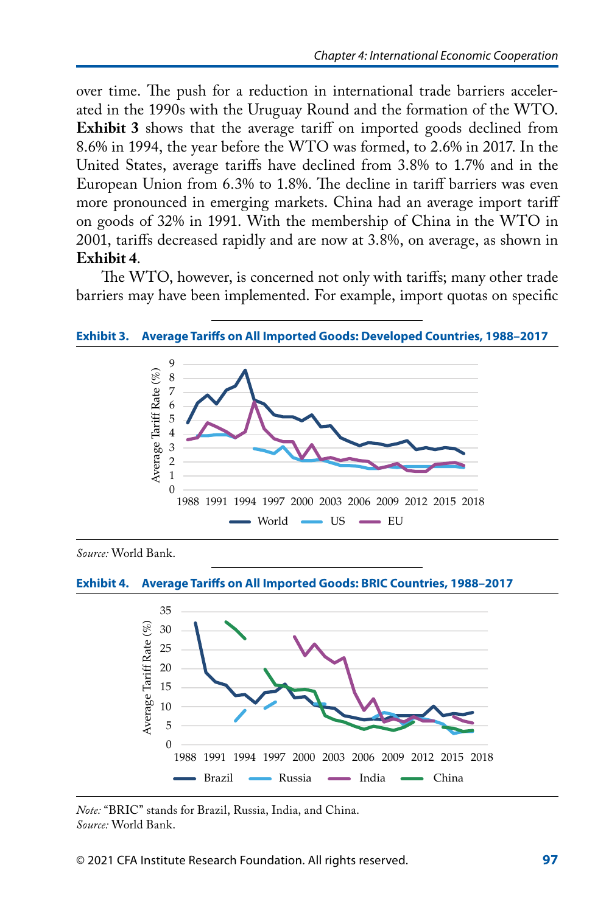over time. The push for a reduction in international trade barriers accelerated in the 1990s with the Uruguay Round and the formation of the WTO. **Exhibit 3** shows that the average tariff on imported goods declined from 8.6% in 1994, the year before the WTO was formed, to 2.6% in 2017. In the United States, average tariffs have declined from 3.8% to 1.7% and in the European Union from 6.3% to 1.8%. The decline in tariff barriers was even more pronounced in emerging markets. China had an average import tariff on goods of 32% in 1991. With the membership of China in the WTO in 2001, tariffs decreased rapidly and are now at 3.8%, on average, as shown in **Exhibit 4**.

The WTO, however, is concerned not only with tariffs; many other trade barriers may have been implemented. For example, import quotas on specific

**Exhibit 3. Average Tariffs on All Imported Goods: Developed Countries, 1988–2017**

*Source:* World Bank.

**Exhibit 4. Average Tariffs on All Imported Goods: BRIC Countries, 1988–2017**

*Note:* "BRIC" stands for Brazil, Russia, India, and China.
*Source:* World Bank.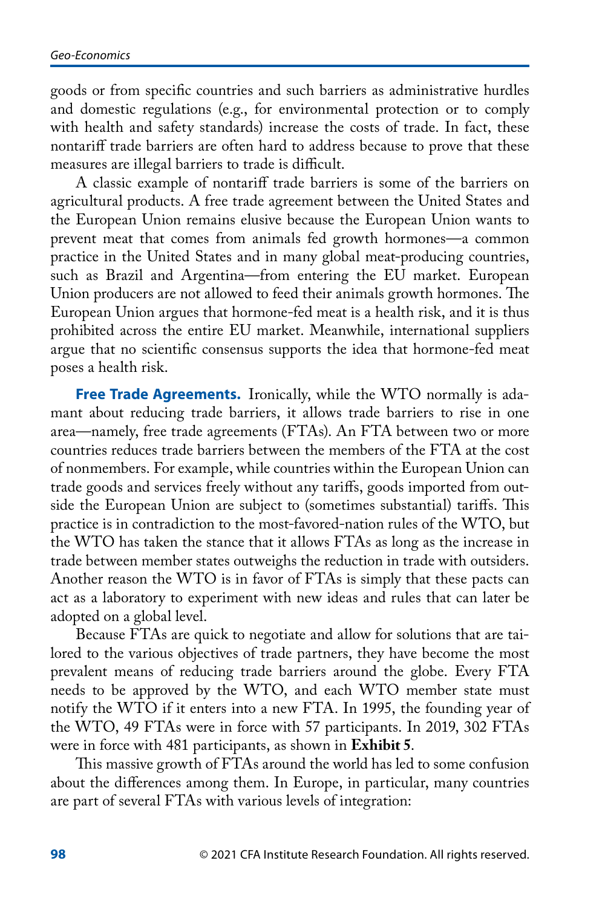goods or from specific countries and such barriers as administrative hurdles and domestic regulations (e.g., for environmental protection or to comply with health and safety standards) increase the costs of trade. In fact, these nontariff trade barriers are often hard to address because to prove that these measures are illegal barriers to trade is difficult.

A classic example of nontariff trade barriers is some of the barriers on agricultural products. A free trade agreement between the United States and the European Union remains elusive because the European Union wants to prevent meat that comes from animals fed growth hormones—a common practice in the United States and in many global meat-producing countries, such as Brazil and Argentina—from entering the EU market. European Union producers are not allowed to feed their animals growth hormones. The European Union argues that hormone-fed meat is a health risk, and it is thus prohibited across the entire EU market. Meanwhile, international suppliers argue that no scientific consensus supports the idea that hormone-fed meat poses a health risk.

**Free Trade Agreements.** Ironically, while the WTO normally is adamant about reducing trade barriers, it allows trade barriers to rise in one area—namely, free trade agreements (FTAs). An FTA between two or more countries reduces trade barriers between the members of the FTA at the cost of nonmembers. For example, while countries within the European Union can trade goods and services freely without any tariffs, goods imported from outside the European Union are subject to (sometimes substantial) tariffs. This practice is in contradiction to the most-favored-nation rules of the WTO, but the WTO has taken the stance that it allows FTAs as long as the increase in trade between member states outweighs the reduction in trade with outsiders. Another reason the WTO is in favor of FTAs is simply that these pacts can act as a laboratory to experiment with new ideas and rules that can later be adopted on a global level.

Because FTAs are quick to negotiate and allow for solutions that are tailored to the various objectives of trade partners, they have become the most prevalent means of reducing trade barriers around the globe. Every FTA needs to be approved by the WTO, and each WTO member state must notify the WTO if it enters into a new FTA. In 1995, the founding year of the WTO, 49 FTAs were in force with 57 participants. In 2019, 302 FTAs were in force with 481 participants, as shown in **Exhibit 5**.

This massive growth of FTAs around the world has led to some confusion about the differences among them. In Europe, in particular, many countries are part of several FTAs with various levels of integration: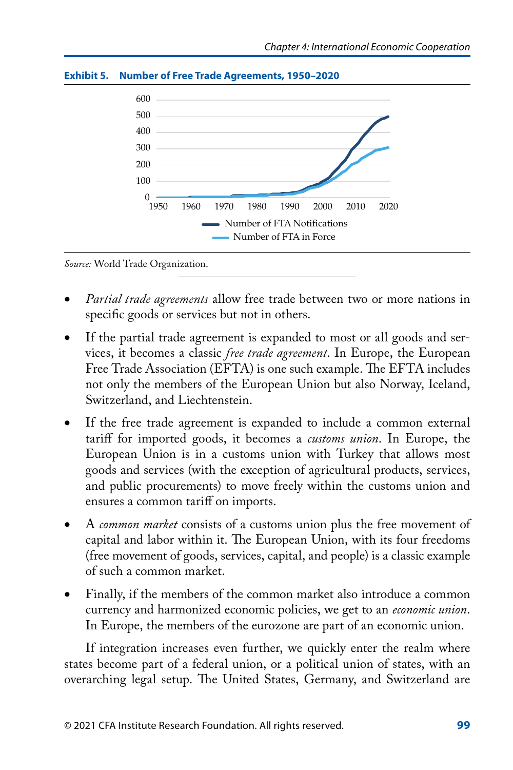**Exhibit 5. Number of Free Trade Agreements, 1950–2020**

*Source:* World Trade Organization.

- *Partial trade agreements* allow free trade between two or more nations in specific goods or services but not in others.
- If the partial trade agreement is expanded to most or all goods and services, it becomes a classic *free trade agreement*. In Europe, the European Free Trade Association (EFTA) is one such example. The EFTA includes not only the members of the European Union but also Norway, Iceland, Switzerland, and Liechtenstein.
- If the free trade agreement is expanded to include a common external tariff for imported goods, it becomes a *customs union*. In Europe, the European Union is in a customs union with Turkey that allows most goods and services (with the exception of agricultural products, services, and public procurements) to move freely within the customs union and ensures a common tariff on imports.
- A *common market* consists of a customs union plus the free movement of capital and labor within it. The European Union, with its four freedoms (free movement of goods, services, capital, and people) is a classic example of such a common market.
- Finally, if the members of the common market also introduce a common currency and harmonized economic policies, we get to an *economic union*. In Europe, the members of the eurozone are part of an economic union.

If integration increases even further, we quickly enter the realm where states become part of a federal union, or a political union of states, with an overarching legal setup. The United States, Germany, and Switzerland are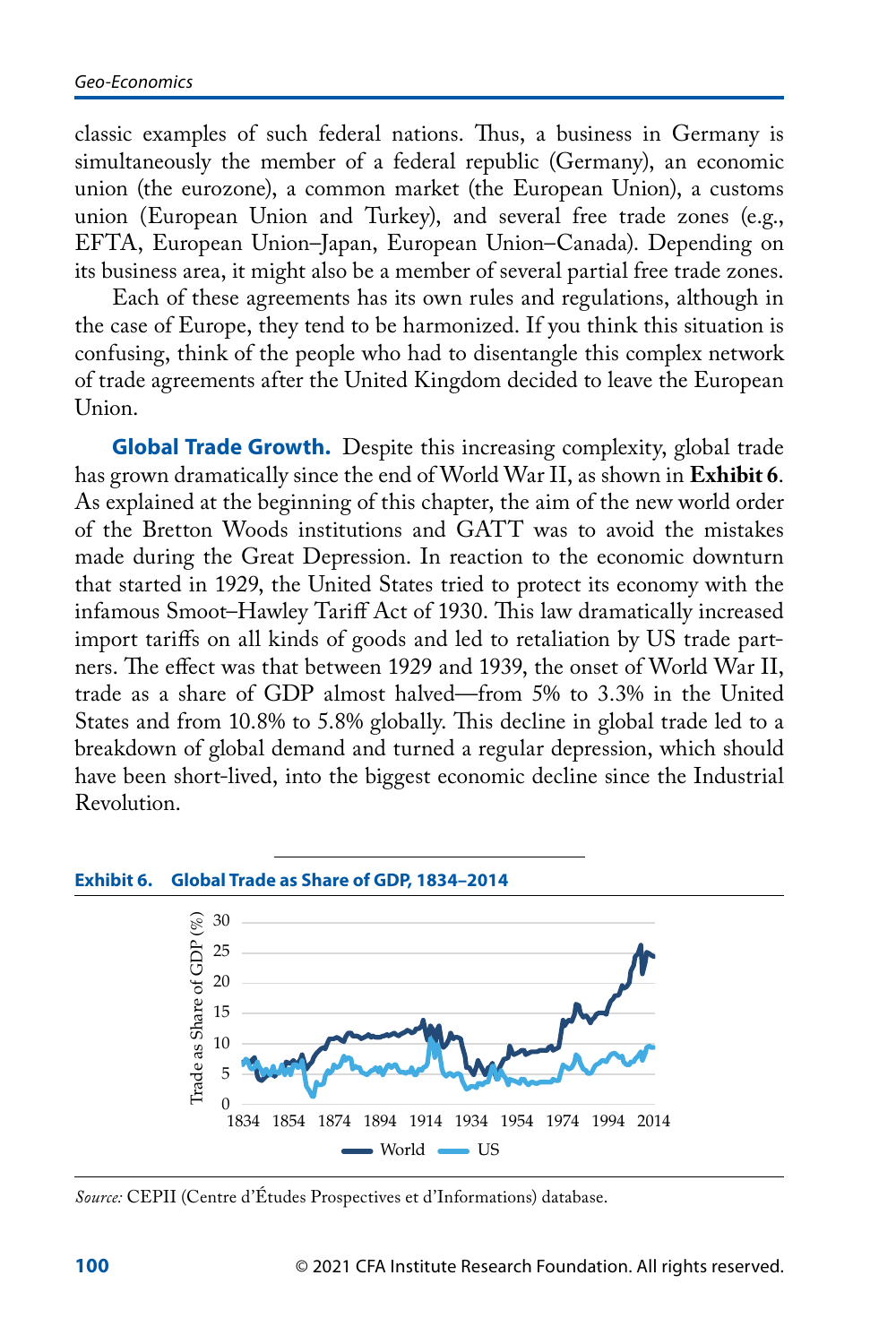classic examples of such federal nations. Thus, a business in Germany is simultaneously the member of a federal republic (Germany), an economic union (the eurozone), a common market (the European Union), a customs union (European Union and Turkey), and several free trade zones (e.g., EFTA, European Union–Japan, European Union–Canada). Depending on its business area, it might also be a member of several partial free trade zones.

Each of these agreements has its own rules and regulations, although in the case of Europe, they tend to be harmonized. If you think this situation is confusing, think of the people who had to disentangle this complex network of trade agreements after the United Kingdom decided to leave the European Union.

**Global Trade Growth.** Despite this increasing complexity, global trade has grown dramatically since the end of World War II, as shown in **Exhibit 6**. As explained at the beginning of this chapter, the aim of the new world order of the Bretton Woods institutions and GATT was to avoid the mistakes made during the Great Depression. In reaction to the economic downturn that started in 1929, the United States tried to protect its economy with the infamous Smoot–Hawley Tariff Act of 1930. This law dramatically increased import tariffs on all kinds of goods and led to retaliation by US trade partners. The effect was that between 1929 and 1939, the onset of World War II, trade as a share of GDP almost halved—from 5% to 3.3% in the United States and from 10.8% to 5.8% globally. This decline in global trade led to a breakdown of global demand and turned a regular depression, which should have been short-lived, into the biggest economic decline since the Industrial Revolution.

**Exhibit 6. Global Trade as Share of GDP, 1834–2014**

*Source:* CEPII (Centre d'Études Prospectives et d'Informations) database.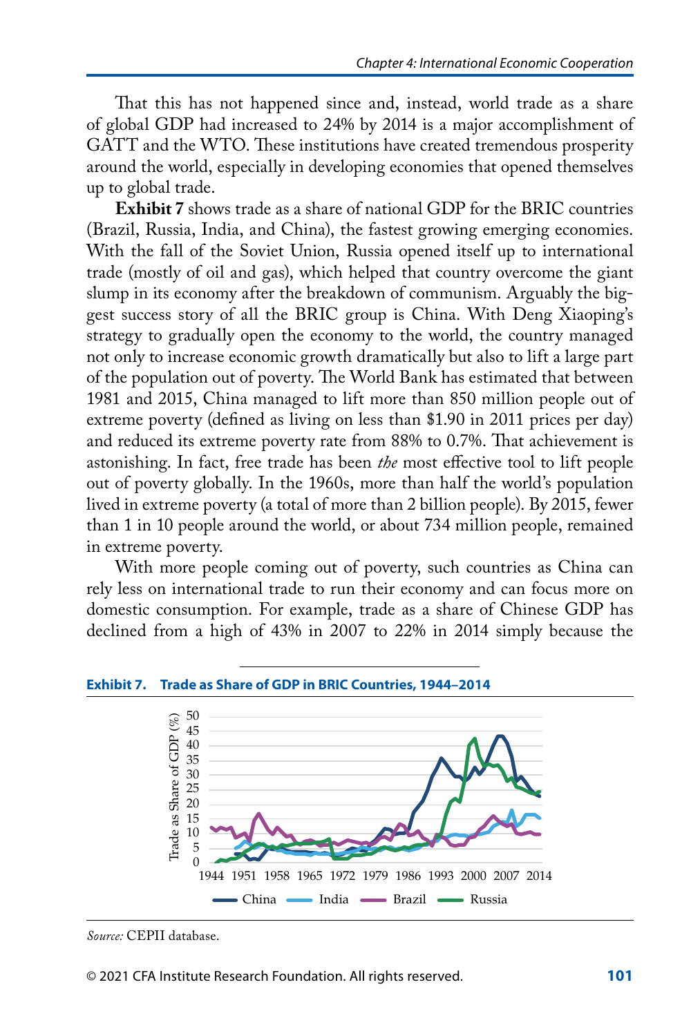That this has not happened since and, instead, world trade as a share of global GDP had increased to 24% by 2014 is a major accomplishment of GATT and the WTO. These institutions have created tremendous prosperity around the world, especially in developing economies that opened themselves up to global trade.

**Exhibit 7** shows trade as a share of national GDP for the BRIC countries (Brazil, Russia, India, and China), the fastest growing emerging economies. With the fall of the Soviet Union, Russia opened itself up to international trade (mostly of oil and gas), which helped that country overcome the giant slump in its economy after the breakdown of communism. Arguably the biggest success story of all the BRIC group is China. With Deng Xiaoping's strategy to gradually open the economy to the world, the country managed not only to increase economic growth dramatically but also to lift a large part of the population out of poverty. The World Bank has estimated that between 1981 and 2015, China managed to lift more than 850 million people out of extreme poverty (defined as living on less than $1.90 in 2011 prices per day) and reduced its extreme poverty rate from 88% to 0.7%. That achievement is astonishing. In fact, free trade has been *the* most effective tool to lift people out of poverty globally. In the 1960s, more than half the world's population lived in extreme poverty (a total of more than 2 billion people). By 2015, fewer than 1 in 10 people around the world, or about 734 million people, remained in extreme poverty.

With more people coming out of poverty, such countries as China can rely less on international trade to run their economy and can focus more on domestic consumption. For example, trade as a share of Chinese GDP has declined from a high of 43% in 2007 to 22% in 2014 simply because the

**Exhibit 7. Trade as Share of GDP in BRIC Countries, 1944–2014**

*Source:* CEPII database.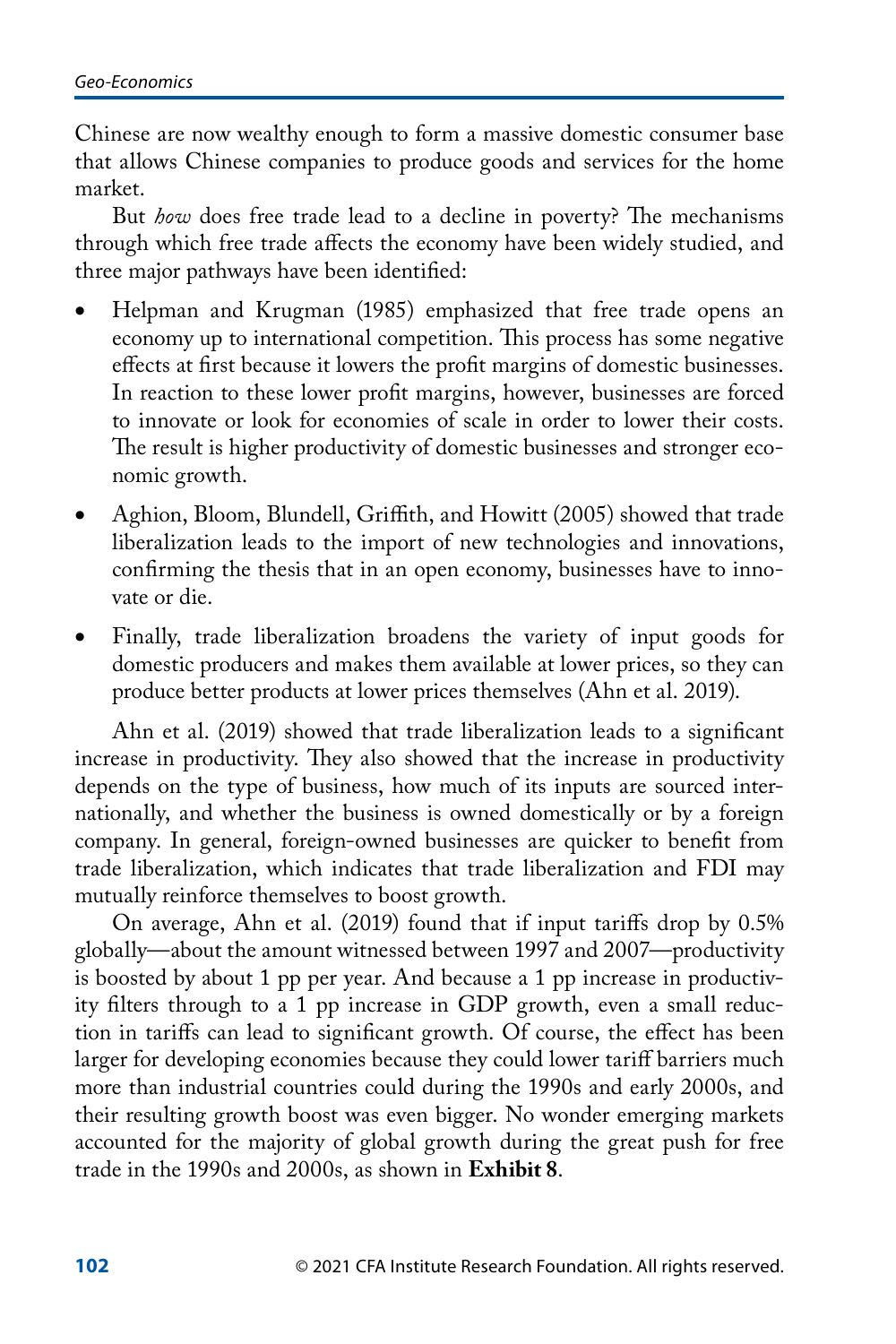Chinese are now wealthy enough to form a massive domestic consumer base that allows Chinese companies to produce goods and services for the home market.

But *how* does free trade lead to a decline in poverty? The mechanisms through which free trade affects the economy have been widely studied, and three major pathways have been identified:

- Helpman and Krugman (1985) emphasized that free trade opens an economy up to international competition. This process has some negative effects at first because it lowers the profit margins of domestic businesses. In reaction to these lower profit margins, however, businesses are forced to innovate or look for economies of scale in order to lower their costs. The result is higher productivity of domestic businesses and stronger economic growth.
- Aghion, Bloom, Blundell, Griffith, and Howitt (2005) showed that trade liberalization leads to the import of new technologies and innovations, confirming the thesis that in an open economy, businesses have to innovate or die.
- Finally, trade liberalization broadens the variety of input goods for domestic producers and makes them available at lower prices, so they can produce better products at lower prices themselves (Ahn et al. 2019).

Ahn et al. (2019) showed that trade liberalization leads to a significant increase in productivity. They also showed that the increase in productivity depends on the type of business, how much of its inputs are sourced internationally, and whether the business is owned domestically or by a foreign company. In general, foreign-owned businesses are quicker to benefit from trade liberalization, which indicates that trade liberalization and FDI may mutually reinforce themselves to boost growth.

On average, Ahn et al. (2019) found that if input tariffs drop by 0.5% globally—about the amount witnessed between 1997 and 2007—productivity is boosted by about 1 pp per year. And because a 1 pp increase in productivity filters through to a 1 pp increase in GDP growth, even a small reduction in tariffs can lead to significant growth. Of course, the effect has been larger for developing economies because they could lower tariff barriers much more than industrial countries could during the 1990s and early 2000s, and their resulting growth boost was even bigger. No wonder emerging markets accounted for the majority of global growth during the great push for free trade in the 1990s and 2000s, as shown in **Exhibit 8**.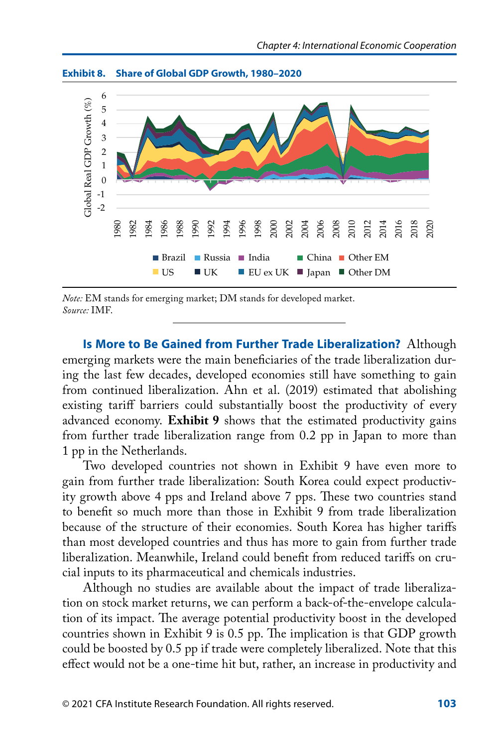**Exhibit 8. Share of Global GDP Growth, 1980–2020**

*Note:* EM stands for emerging market; DM stands for developed market.
*Source:* IMF.

**Is More to Be Gained from Further Trade Liberalization?** Although emerging markets were the main beneficiaries of the trade liberalization during the last few decades, developed economies still have something to gain from continued liberalization. Ahn et al. (2019) estimated that abolishing existing tariff barriers could substantially boost the productivity of every advanced economy. **Exhibit 9** shows that the estimated productivity gains from further trade liberalization range from 0.2 pp in Japan to more than 1 pp in the Netherlands.

Two developed countries not shown in Exhibit 9 have even more to gain from further trade liberalization: South Korea could expect productivity growth above 4 pps and Ireland above 7 pps. These two countries stand to benefit so much more than those in Exhibit 9 from trade liberalization because of the structure of their economies. South Korea has higher tariffs than most developed countries and thus has more to gain from further trade liberalization. Meanwhile, Ireland could benefit from reduced tariffs on crucial inputs to its pharmaceutical and chemicals industries.

Although no studies are available about the impact of trade liberalization on stock market returns, we can perform a back-of-the-envelope calculation of its impact. The average potential productivity boost in the developed countries shown in Exhibit 9 is 0.5 pp. The implication is that GDP growth could be boosted by 0.5 pp if trade were completely liberalized. Note that this effect would not be a one-time hit but, rather, an increase in productivity and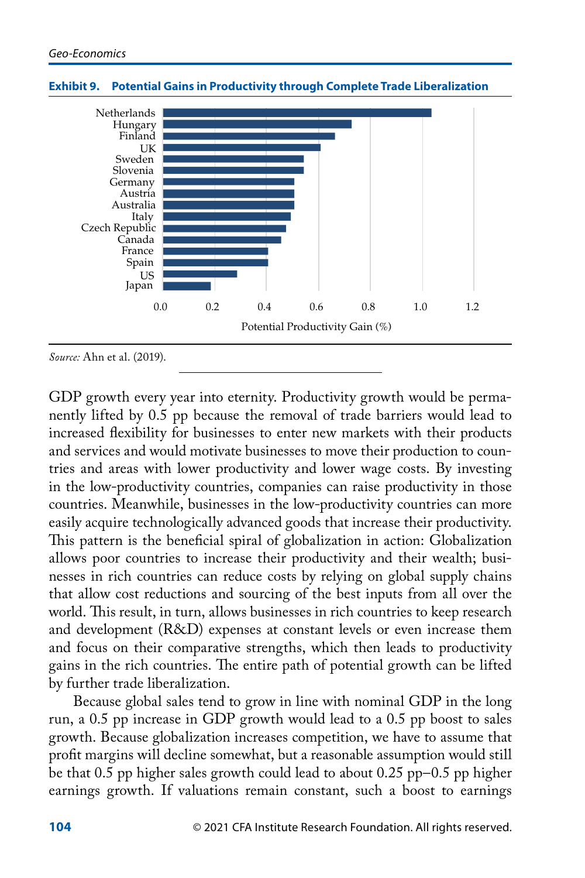**Exhibit 9. Potential Gains in Productivity through Complete Trade Liberalization**

| Country | Potential Productivity Gain (%) |
|---|---|
| Netherlands | 1.04 |
| Hungary | 0.73 |
| Finland | 0.67 |
| UK | 0.61 |
| Sweden | 0.55 |
| Slovenia | 0.55 |
| Germany | 0.51 |
| Austria | 0.51 |
| Australia | 0.51 |
| Italy | 0.50 |
| Czech Republic | 0.48 |
| Canada | 0.46 |
| France | 0.41 |
| Spain | 0.41 |
| US | 0.29 |
| Japan | 0.19 |

*Source:* Ahn et al. (2019).

GDP growth every year into eternity. Productivity growth would be permanently lifted by 0.5 pp because the removal of trade barriers would lead to increased flexibility for businesses to enter new markets with their products and services and would motivate businesses to move their production to countries and areas with lower productivity and lower wage costs. By investing in the low-productivity countries, companies can raise productivity in those countries. Meanwhile, businesses in the low-productivity countries can more easily acquire technologically advanced goods that increase their productivity. This pattern is the beneficial spiral of globalization in action: Globalization allows poor countries to increase their productivity and their wealth; businesses in rich countries can reduce costs by relying on global supply chains that allow cost reductions and sourcing of the best inputs from all over the world. This result, in turn, allows businesses in rich countries to keep research and development (R&D) expenses at constant levels or even increase them and focus on their comparative strengths, which then leads to productivity gains in the rich countries. The entire path of potential growth can be lifted by further trade liberalization.

Because global sales tend to grow in line with nominal GDP in the long run, a 0.5 pp increase in GDP growth would lead to a 0.5 pp boost to sales growth. Because globalization increases competition, we have to assume that profit margins will decline somewhat, but a reasonable assumption would still be that 0.5 pp higher sales growth could lead to about 0.25 pp–0.5 pp higher earnings growth. If valuations remain constant, such a boost to earnings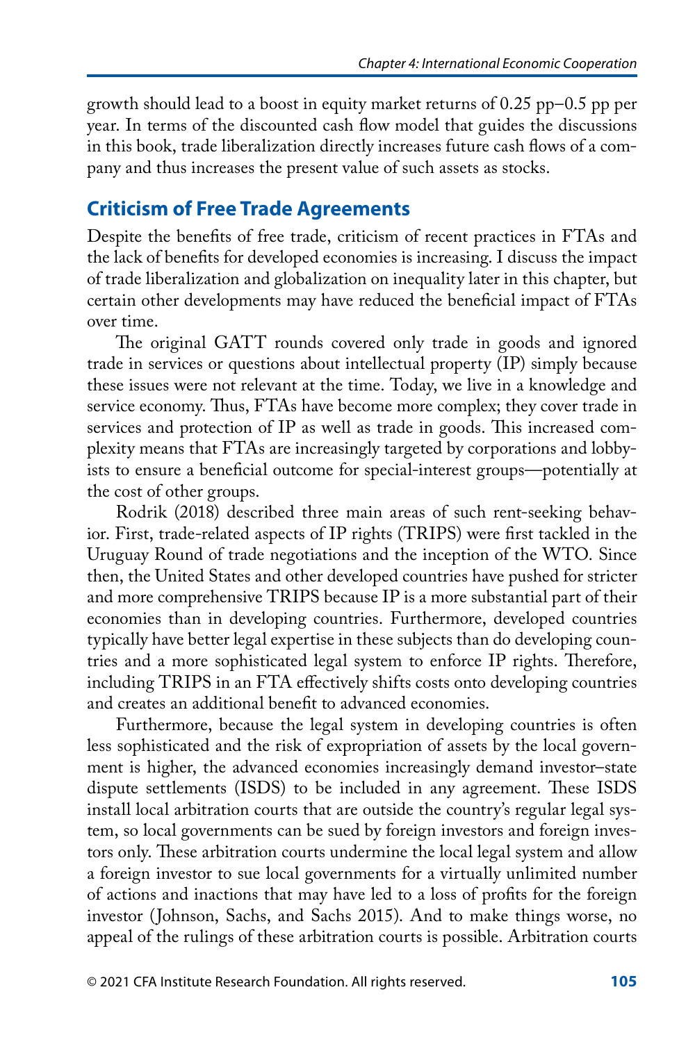growth should lead to a boost in equity market returns of 0.25 pp–0.5 pp per year. In terms of the discounted cash flow model that guides the discussions in this book, trade liberalization directly increases future cash flows of a company and thus increases the present value of such assets as stocks.

## Criticism of Free Trade Agreements

Despite the benefits of free trade, criticism of recent practices in FTAs and the lack of benefits for developed economies is increasing. I discuss the impact of trade liberalization and globalization on inequality later in this chapter, but certain other developments may have reduced the beneficial impact of FTAs over time.

The original GATT rounds covered only trade in goods and ignored trade in services or questions about intellectual property (IP) simply because these issues were not relevant at the time. Today, we live in a knowledge and service economy. Thus, FTAs have become more complex; they cover trade in services and protection of IP as well as trade in goods. This increased complexity means that FTAs are increasingly targeted by corporations and lobbyists to ensure a beneficial outcome for special-interest groups—potentially at the cost of other groups.

Rodrik (2018) described three main areas of such rent-seeking behavior. First, trade-related aspects of IP rights (TRIPS) were first tackled in the Uruguay Round of trade negotiations and the inception of the WTO. Since then, the United States and other developed countries have pushed for stricter and more comprehensive TRIPS because IP is a more substantial part of their economies than in developing countries. Furthermore, developed countries typically have better legal expertise in these subjects than do developing countries and a more sophisticated legal system to enforce IP rights. Therefore, including TRIPS in an FTA effectively shifts costs onto developing countries and creates an additional benefit to advanced economies.

Furthermore, because the legal system in developing countries is often less sophisticated and the risk of expropriation of assets by the local government is higher, the advanced economies increasingly demand investor–state dispute settlements (ISDS) to be included in any agreement. These ISDS install local arbitration courts that are outside the country's regular legal system, so local governments can be sued by foreign investors and foreign investors only. These arbitration courts undermine the local legal system and allow a foreign investor to sue local governments for a virtually unlimited number of actions and inactions that may have led to a loss of profits for the foreign investor (Johnson, Sachs, and Sachs 2015). And to make things worse, no appeal of the rulings of these arbitration courts is possible. Arbitration courts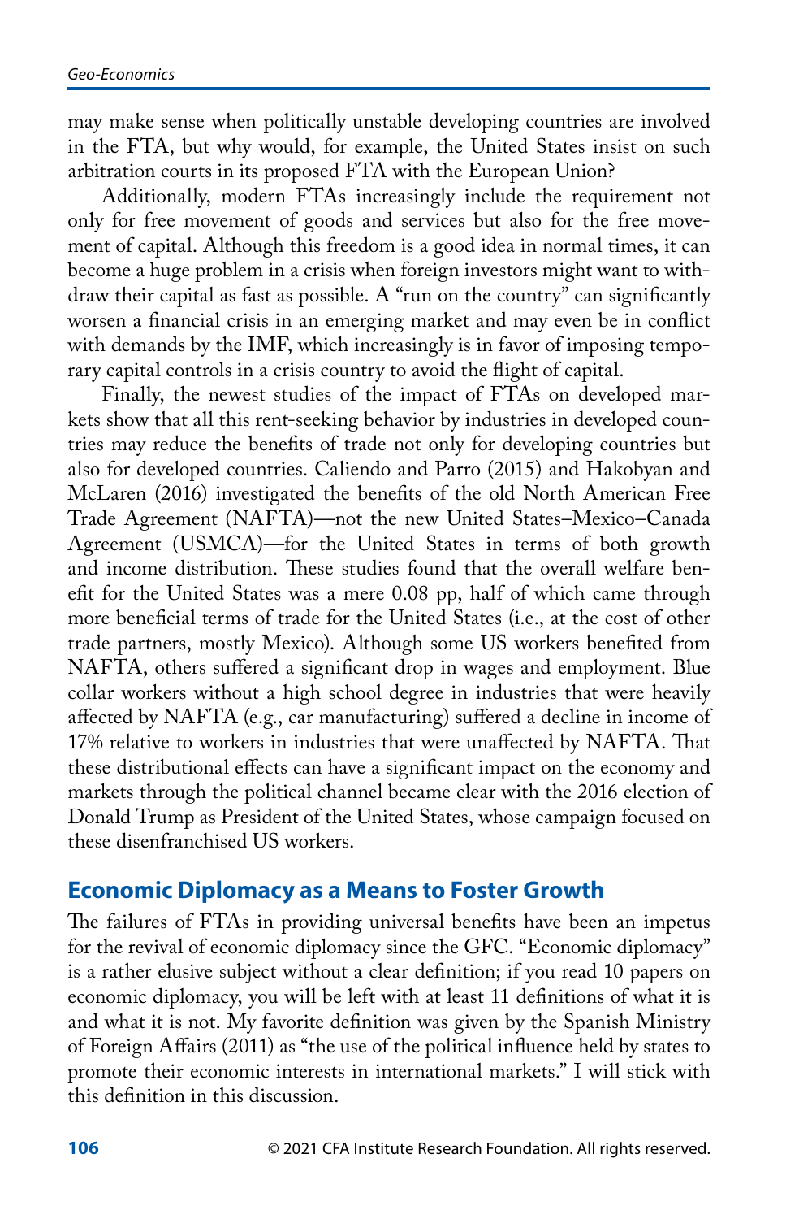may make sense when politically unstable developing countries are involved in the FTA, but why would, for example, the United States insist on such arbitration courts in its proposed FTA with the European Union?

Additionally, modern FTAs increasingly include the requirement not only for free movement of goods and services but also for the free movement of capital. Although this freedom is a good idea in normal times, it can become a huge problem in a crisis when foreign investors might want to withdraw their capital as fast as possible. A "run on the country" can significantly worsen a financial crisis in an emerging market and may even be in conflict with demands by the IMF, which increasingly is in favor of imposing temporary capital controls in a crisis country to avoid the flight of capital.

Finally, the newest studies of the impact of FTAs on developed markets show that all this rent-seeking behavior by industries in developed countries may reduce the benefits of trade not only for developing countries but also for developed countries. Caliendo and Parro (2015) and Hakobyan and McLaren (2016) investigated the benefits of the old North American Free Trade Agreement (NAFTA)—not the new United States–Mexico–Canada Agreement (USMCA)—for the United States in terms of both growth and income distribution. These studies found that the overall welfare benefit for the United States was a mere 0.08 pp, half of which came through more beneficial terms of trade for the United States (i.e., at the cost of other trade partners, mostly Mexico). Although some US workers benefited from NAFTA, others suffered a significant drop in wages and employment. Blue collar workers without a high school degree in industries that were heavily affected by NAFTA (e.g., car manufacturing) suffered a decline in income of 17% relative to workers in industries that were unaffected by NAFTA. That these distributional effects can have a significant impact on the economy and markets through the political channel became clear with the 2016 election of Donald Trump as President of the United States, whose campaign focused on these disenfranchised US workers.

## Economic Diplomacy as a Means to Foster Growth

The failures of FTAs in providing universal benefits have been an impetus for the revival of economic diplomacy since the GFC. "Economic diplomacy" is a rather elusive subject without a clear definition; if you read 10 papers on economic diplomacy, you will be left with at least 11 definitions of what it is and what it is not. My favorite definition was given by the Spanish Ministry of Foreign Affairs (2011) as "the use of the political influence held by states to promote their economic interests in international markets." I will stick with this definition in this discussion.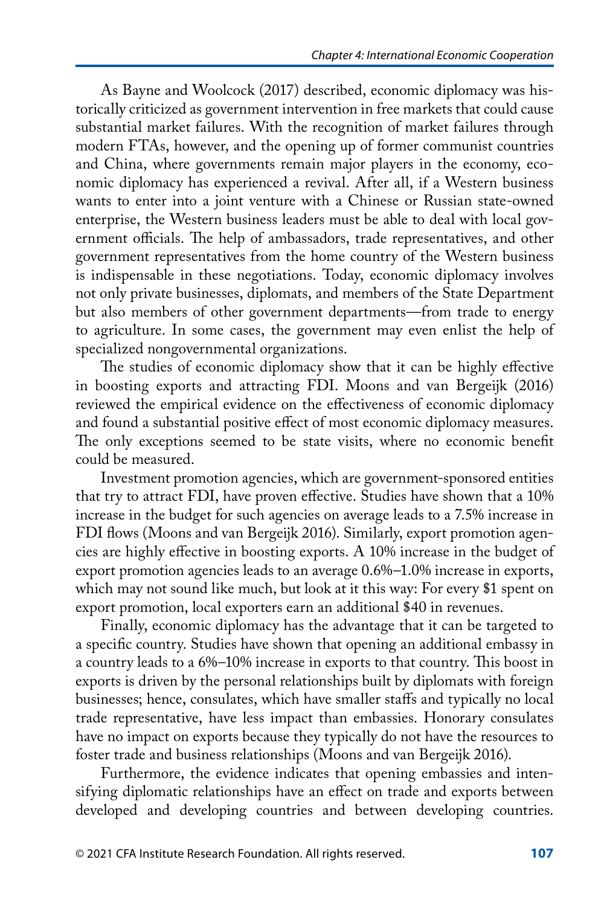As Bayne and Woolcock (2017) described, economic diplomacy was historically criticized as government intervention in free markets that could cause substantial market failures. With the recognition of market failures through modern FTAs, however, and the opening up of former communist countries and China, where governments remain major players in the economy, economic diplomacy has experienced a revival. After all, if a Western business wants to enter into a joint venture with a Chinese or Russian state-owned enterprise, the Western business leaders must be able to deal with local government officials. The help of ambassadors, trade representatives, and other government representatives from the home country of the Western business is indispensable in these negotiations. Today, economic diplomacy involves not only private businesses, diplomats, and members of the State Department but also members of other government departments—from trade to energy to agriculture. In some cases, the government may even enlist the help of specialized nongovernmental organizations.

The studies of economic diplomacy show that it can be highly effective in boosting exports and attracting FDI. Moons and van Bergeijk (2016) reviewed the empirical evidence on the effectiveness of economic diplomacy and found a substantial positive effect of most economic diplomacy measures. The only exceptions seemed to be state visits, where no economic benefit could be measured.

Investment promotion agencies, which are government-sponsored entities that try to attract FDI, have proven effective. Studies have shown that a 10% increase in the budget for such agencies on average leads to a 7.5% increase in FDI flows (Moons and van Bergeijk 2016). Similarly, export promotion agencies are highly effective in boosting exports. A 10% increase in the budget of export promotion agencies leads to an average 0.6%–1.0% increase in exports, which may not sound like much, but look at it this way: For every $1 spent on export promotion, local exporters earn an additional $40 in revenues.

Finally, economic diplomacy has the advantage that it can be targeted to a specific country. Studies have shown that opening an additional embassy in a country leads to a 6%–10% increase in exports to that country. This boost in exports is driven by the personal relationships built by diplomats with foreign businesses; hence, consulates, which have smaller staffs and typically no local trade representative, have less impact than embassies. Honorary consulates have no impact on exports because they typically do not have the resources to foster trade and business relationships (Moons and van Bergeijk 2016).

Furthermore, the evidence indicates that opening embassies and intensifying diplomatic relationships have an effect on trade and exports between developed and developing countries and between developing countries.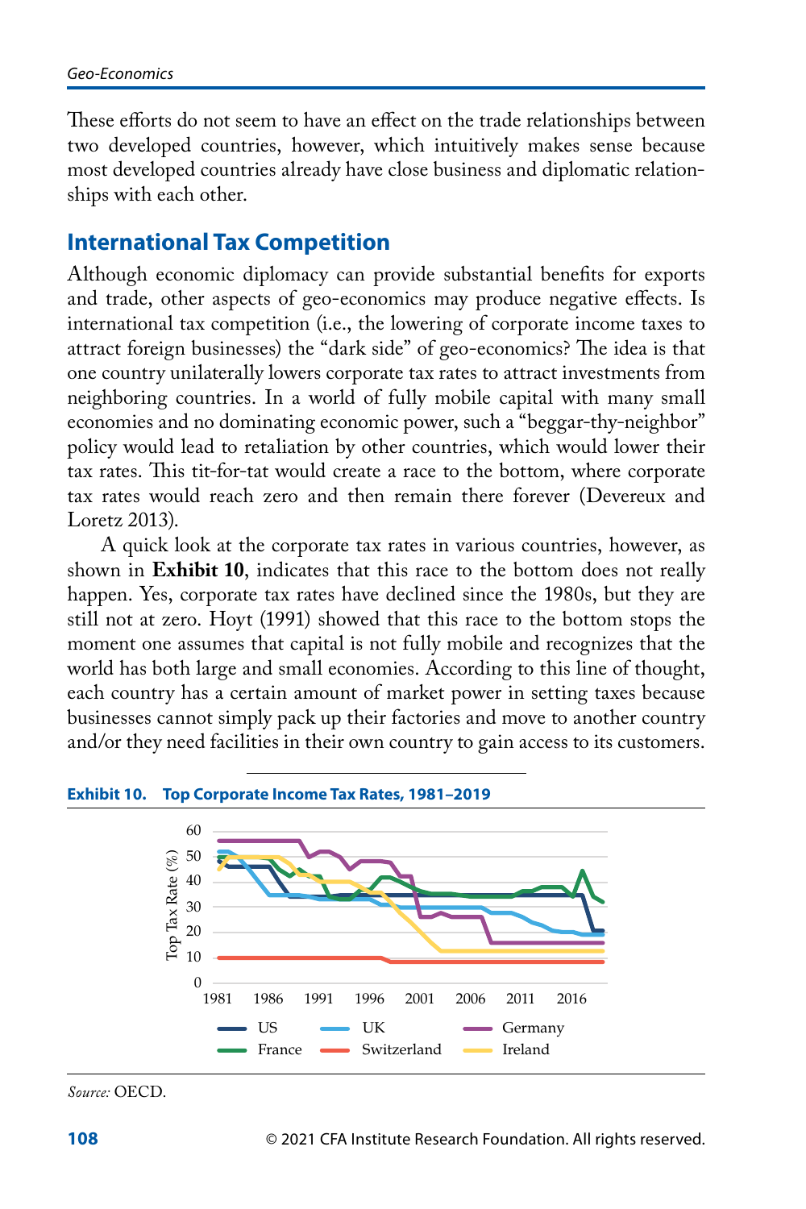These efforts do not seem to have an effect on the trade relationships between two developed countries, however, which intuitively makes sense because most developed countries already have close business and diplomatic relationships with each other.

## International Tax Competition

Although economic diplomacy can provide substantial benefits for exports and trade, other aspects of geo-economics may produce negative effects. Is international tax competition (i.e., the lowering of corporate income taxes to attract foreign businesses) the "dark side" of geo-economics? The idea is that one country unilaterally lowers corporate tax rates to attract investments from neighboring countries. In a world of fully mobile capital with many small economies and no dominating economic power, such a "beggar-thy-neighbor" policy would lead to retaliation by other countries, which would lower their tax rates. This tit-for-tat would create a race to the bottom, where corporate tax rates would reach zero and then remain there forever (Devereux and Loretz 2013).

A quick look at the corporate tax rates in various countries, however, as shown in **Exhibit 10**, indicates that this race to the bottom does not really happen. Yes, corporate tax rates have declined since the 1980s, but they are still not at zero. Hoyt (1991) showed that this race to the bottom stops the moment one assumes that capital is not fully mobile and recognizes that the world has both large and small economies. According to this line of thought, each country has a certain amount of market power in setting taxes because businesses cannot simply pack up their factories and move to another country and/or they need facilities in their own country to gain access to its customers.

**Exhibit 10. Top Corporate Income Tax Rates, 1981–2019**

*Source:* OECD.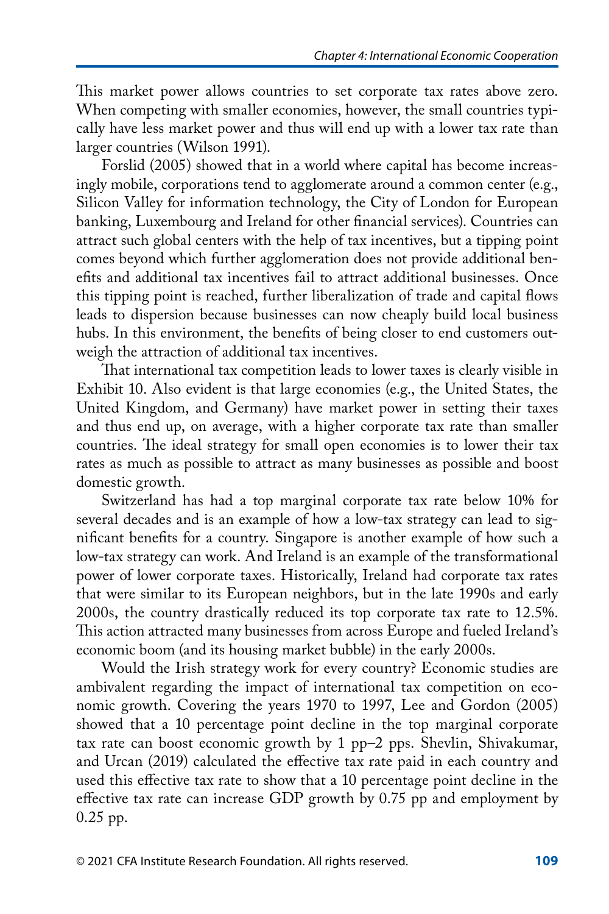This market power allows countries to set corporate tax rates above zero. When competing with smaller economies, however, the small countries typically have less market power and thus will end up with a lower tax rate than larger countries (Wilson 1991).

Forslid (2005) showed that in a world where capital has become increasingly mobile, corporations tend to agglomerate around a common center (e.g., Silicon Valley for information technology, the City of London for European banking, Luxembourg and Ireland for other financial services). Countries can attract such global centers with the help of tax incentives, but a tipping point comes beyond which further agglomeration does not provide additional benefits and additional tax incentives fail to attract additional businesses. Once this tipping point is reached, further liberalization of trade and capital flows leads to dispersion because businesses can now cheaply build local business hubs. In this environment, the benefits of being closer to end customers outweigh the attraction of additional tax incentives.

That international tax competition leads to lower taxes is clearly visible in Exhibit 10. Also evident is that large economies (e.g., the United States, the United Kingdom, and Germany) have market power in setting their taxes and thus end up, on average, with a higher corporate tax rate than smaller countries. The ideal strategy for small open economies is to lower their tax rates as much as possible to attract as many businesses as possible and boost domestic growth.

Switzerland has had a top marginal corporate tax rate below 10% for several decades and is an example of how a low-tax strategy can lead to significant benefits for a country. Singapore is another example of how such a low-tax strategy can work. And Ireland is an example of the transformational power of lower corporate taxes. Historically, Ireland had corporate tax rates that were similar to its European neighbors, but in the late 1990s and early 2000s, the country drastically reduced its top corporate tax rate to 12.5%. This action attracted many businesses from across Europe and fueled Ireland's economic boom (and its housing market bubble) in the early 2000s.

Would the Irish strategy work for every country? Economic studies are ambivalent regarding the impact of international tax competition on economic growth. Covering the years 1970 to 1997, Lee and Gordon (2005) showed that a 10 percentage point decline in the top marginal corporate tax rate can boost economic growth by 1 pp–2 pps. Shevlin, Shivakumar, and Urcan (2019) calculated the effective tax rate paid in each country and used this effective tax rate to show that a 10 percentage point decline in the effective tax rate can increase GDP growth by 0.75 pp and employment by 0.25 pp.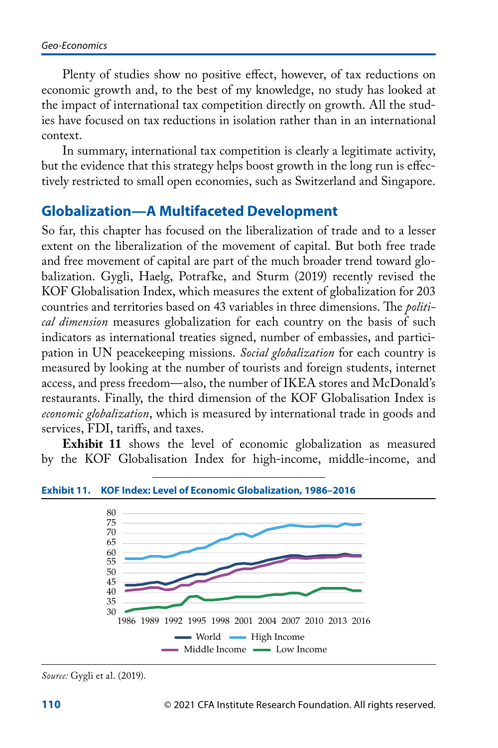Plenty of studies show no positive effect, however, of tax reductions on economic growth and, to the best of my knowledge, no study has looked at the impact of international tax competition directly on growth. All the studies have focused on tax reductions in isolation rather than in an international context.

In summary, international tax competition is clearly a legitimate activity, but the evidence that this strategy helps boost growth in the long run is effectively restricted to small open economies, such as Switzerland and Singapore.

## Globalization—A Multifaceted Development

So far, this chapter has focused on the liberalization of trade and to a lesser extent on the liberalization of the movement of capital. But both free trade and free movement of capital are part of the much broader trend toward globalization. Gygli, Haelg, Potrafke, and Sturm (2019) recently revised the KOF Globalisation Index, which measures the extent of globalization for 203 countries and territories based on 43 variables in three dimensions. The *political dimension* measures globalization for each country on the basis of such indicators as international treaties signed, number of embassies, and participation in UN peacekeeping missions. *Social globalization* for each country is measured by looking at the number of tourists and foreign students, internet access, and press freedom—also, the number of IKEA stores and McDonald's restaurants. Finally, the third dimension of the KOF Globalisation Index is *economic globalization*, which is measured by international trade in goods and services, FDI, tariffs, and taxes.

**Exhibit 11** shows the level of economic globalization as measured by the KOF Globalisation Index for high-income, middle-income, and

**Exhibit 11. KOF Index: Level of Economic Globalization, 1986–2016**

*Source:* Gygli et al. (2019).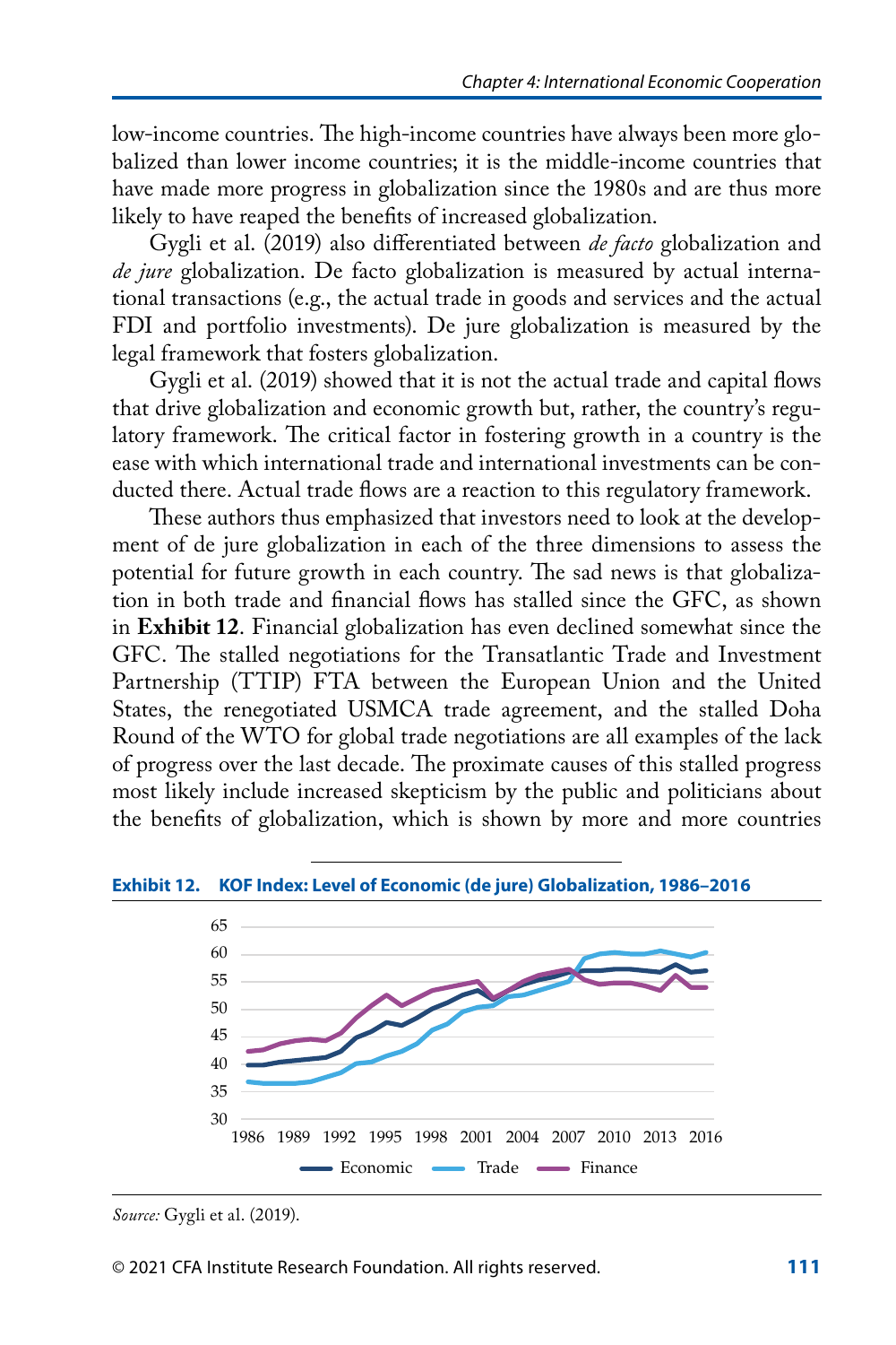low-income countries. The high-income countries have always been more globalized than lower income countries; it is the middle-income countries that have made more progress in globalization since the 1980s and are thus more likely to have reaped the benefits of increased globalization.

Gygli et al. (2019) also differentiated between *de facto* globalization and *de jure* globalization. De facto globalization is measured by actual international transactions (e.g., the actual trade in goods and services and the actual FDI and portfolio investments). De jure globalization is measured by the legal framework that fosters globalization.

Gygli et al. (2019) showed that it is not the actual trade and capital flows that drive globalization and economic growth but, rather, the country's regulatory framework. The critical factor in fostering growth in a country is the ease with which international trade and international investments can be conducted there. Actual trade flows are a reaction to this regulatory framework.

These authors thus emphasized that investors need to look at the development of de jure globalization in each of the three dimensions to assess the potential for future growth in each country. The sad news is that globalization in both trade and financial flows has stalled since the GFC, as shown in **Exhibit 12**. Financial globalization has even declined somewhat since the GFC. The stalled negotiations for the Transatlantic Trade and Investment Partnership (TTIP) FTA between the European Union and the United States, the renegotiated USMCA trade agreement, and the stalled Doha Round of the WTO for global trade negotiations are all examples of the lack of progress over the last decade. The proximate causes of this stalled progress most likely include increased skepticism by the public and politicians about the benefits of globalization, which is shown by more and more countries

**Exhibit 12. KOF Index: Level of Economic (de jure) Globalization, 1986–2016**

65
60
55
50
45
40
35
30

1986 1989 1992 1995 1998 2001 2004 2007 2010 2013 2016

Economic — Trade — Finance

*Source:* Gygli et al. (2019).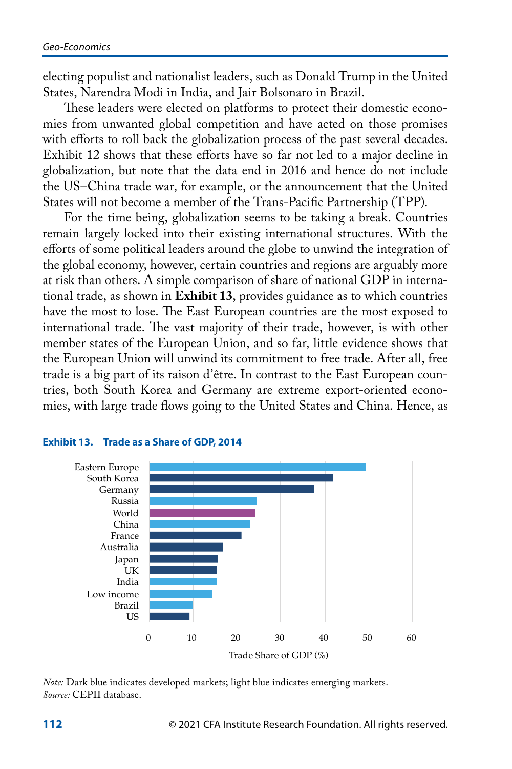electing populist and nationalist leaders, such as Donald Trump in the United States, Narendra Modi in India, and Jair Bolsonaro in Brazil.

These leaders were elected on platforms to protect their domestic economies from unwanted global competition and have acted on those promises with efforts to roll back the globalization process of the past several decades. Exhibit 12 shows that these efforts have so far not led to a major decline in globalization, but note that the data end in 2016 and hence do not include the US–China trade war, for example, or the announcement that the United States will not become a member of the Trans-Pacific Partnership (TPP).

For the time being, globalization seems to be taking a break. Countries remain largely locked into their existing international structures. With the efforts of some political leaders around the globe to unwind the integration of the global economy, however, certain countries and regions are arguably more at risk than others. A simple comparison of share of national GDP in international trade, as shown in **Exhibit 13**, provides guidance as to which countries have the most to lose. The East European countries are the most exposed to international trade. The vast majority of their trade, however, is with other member states of the European Union, and so far, little evidence shows that the European Union will unwind its commitment to free trade. After all, free trade is a big part of its raison d'être. In contrast to the East European countries, both South Korea and Germany are extreme export-oriented economies, with large trade flows going to the United States and China. Hence, as

**Exhibit 13. Trade as a Share of GDP, 2014**

| Country/Region | Trade Share of GDP (%) (approx.) |
|---|---|
| Eastern Europe | 49.5 |
| South Korea | 42 |
| Germany | 37.5 |
| Russia | 24.5 |
| World | 24 |
| China | 23 |
| France | 21 |
| Australia | 16.5 |
| Japan | 15.5 |
| UK | 15.5 |
| India | 15.5 |
| Low income | 14.5 |
| Brazil | 10 |
| US | 9 |

*Note:* Dark blue indicates developed markets; light blue indicates emerging markets.
*Source:* CEPII database.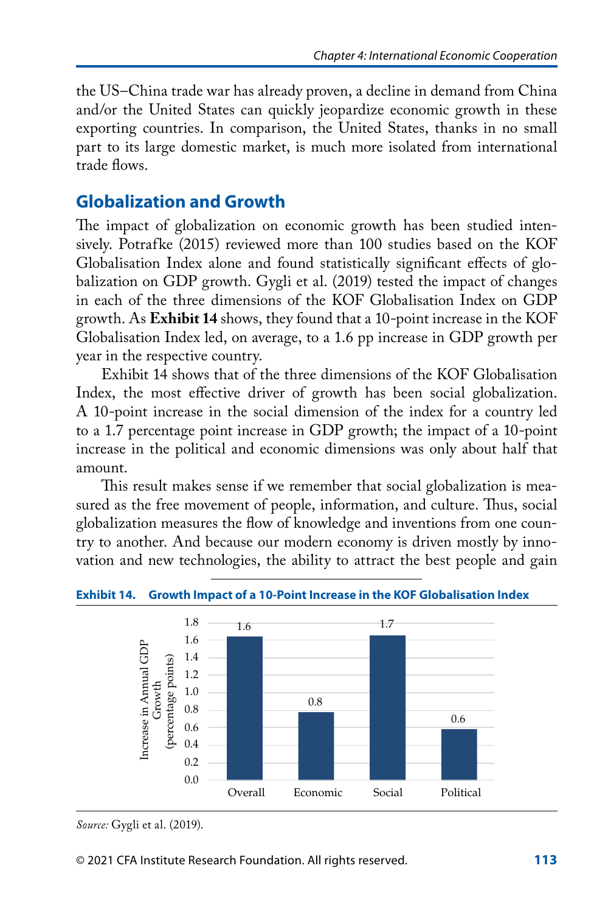the US–China trade war has already proven, a decline in demand from China and/or the United States can quickly jeopardize economic growth in these exporting countries. In comparison, the United States, thanks in no small part to its large domestic market, is much more isolated from international trade flows.

## Globalization and Growth

The impact of globalization on economic growth has been studied intensively. Potrafke (2015) reviewed more than 100 studies based on the KOF Globalisation Index alone and found statistically significant effects of globalization on GDP growth. Gygli et al. (2019) tested the impact of changes in each of the three dimensions of the KOF Globalisation Index on GDP growth. As **Exhibit 14** shows, they found that a 10-point increase in the KOF Globalisation Index led, on average, to a 1.6 pp increase in GDP growth per year in the respective country.

Exhibit 14 shows that of the three dimensions of the KOF Globalisation Index, the most effective driver of growth has been social globalization. A 10-point increase in the social dimension of the index for a country led to a 1.7 percentage point increase in GDP growth; the impact of a 10-point increase in the political and economic dimensions was only about half that amount.

This result makes sense if we remember that social globalization is measured as the free movement of people, information, and culture. Thus, social globalization measures the flow of knowledge and inventions from one country to another. And because our modern economy is driven mostly by innovation and new technologies, the ability to attract the best people and gain

**Exhibit 14. Growth Impact of a 10-Point Increase in the KOF Globalisation Index**

| | Increase in Annual GDP Growth (percentage points) |
|---|---|
| Overall | 1.6 |
| Economic | 0.8 |
| Social | 1.7 |
| Political | 0.6 |

*Source:* Gygli et al. (2019).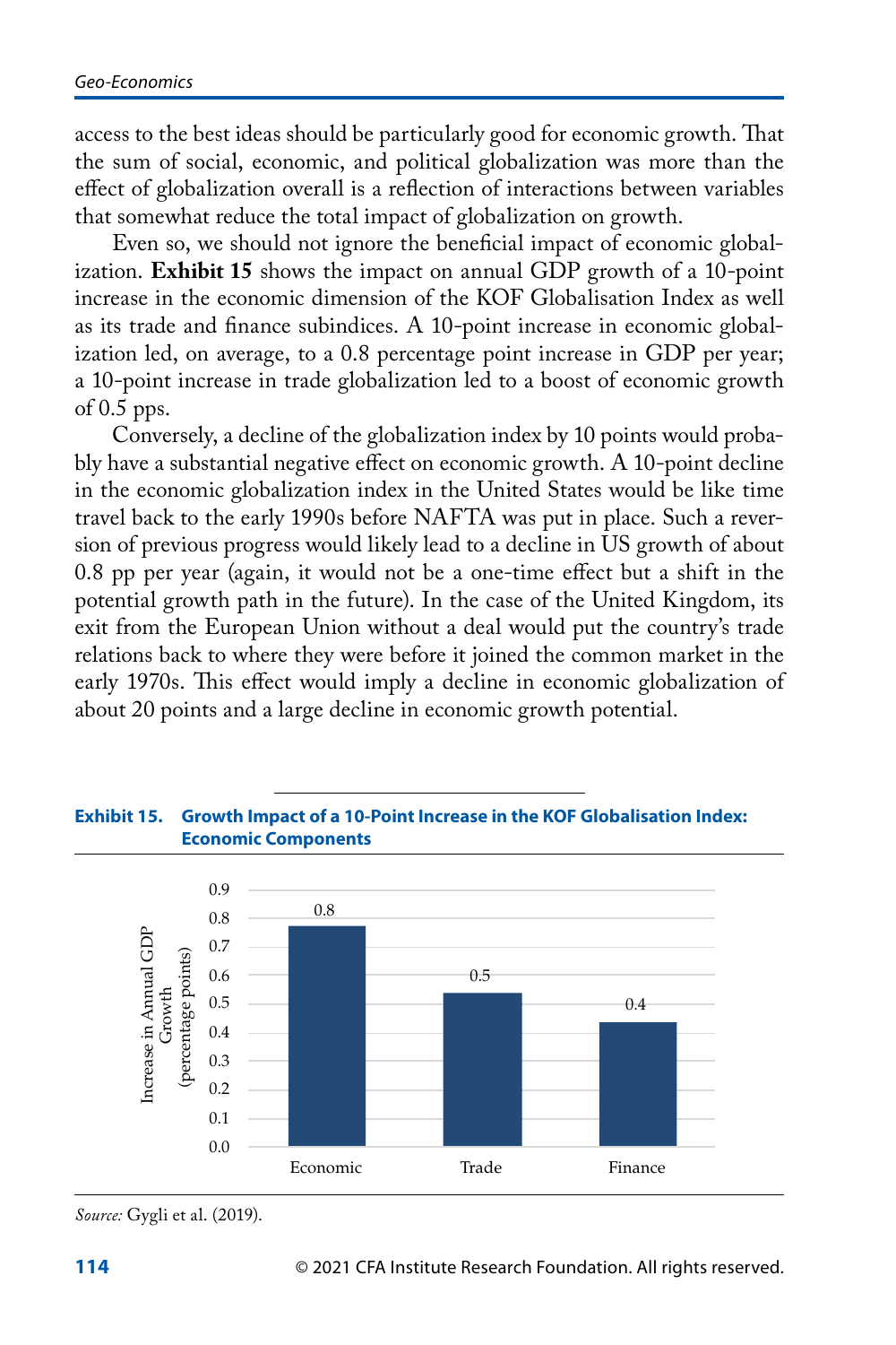access to the best ideas should be particularly good for economic growth. That the sum of social, economic, and political globalization was more than the effect of globalization overall is a reflection of interactions between variables that somewhat reduce the total impact of globalization on growth.

Even so, we should not ignore the beneficial impact of economic globalization. **Exhibit 15** shows the impact on annual GDP growth of a 10-point increase in the economic dimension of the KOF Globalisation Index as well as its trade and finance subindices. A 10-point increase in economic globalization led, on average, to a 0.8 percentage point increase in GDP per year; a 10-point increase in trade globalization led to a boost of economic growth of 0.5 pps.

Conversely, a decline of the globalization index by 10 points would probably have a substantial negative effect on economic growth. A 10-point decline in the economic globalization index in the United States would be like time travel back to the early 1990s before NAFTA was put in place. Such a reversion of previous progress would likely lead to a decline in US growth of about 0.8 pp per year (again, it would not be a one-time effect but a shift in the potential growth path in the future). In the case of the United Kingdom, its exit from the European Union without a deal would put the country's trade relations back to where they were before it joined the common market in the early 1970s. This effect would imply a decline in economic globalization of about 20 points and a large decline in economic growth potential.

**Exhibit 15. Growth Impact of a 10-Point Increase in the KOF Globalisation Index: Economic Components**

| Component | Increase in Annual GDP Growth (percentage points) |
|---|---|
| Economic | 0.8 |
| Trade | 0.5 |
| Finance | 0.4 |

*Source:* Gygli et al. (2019).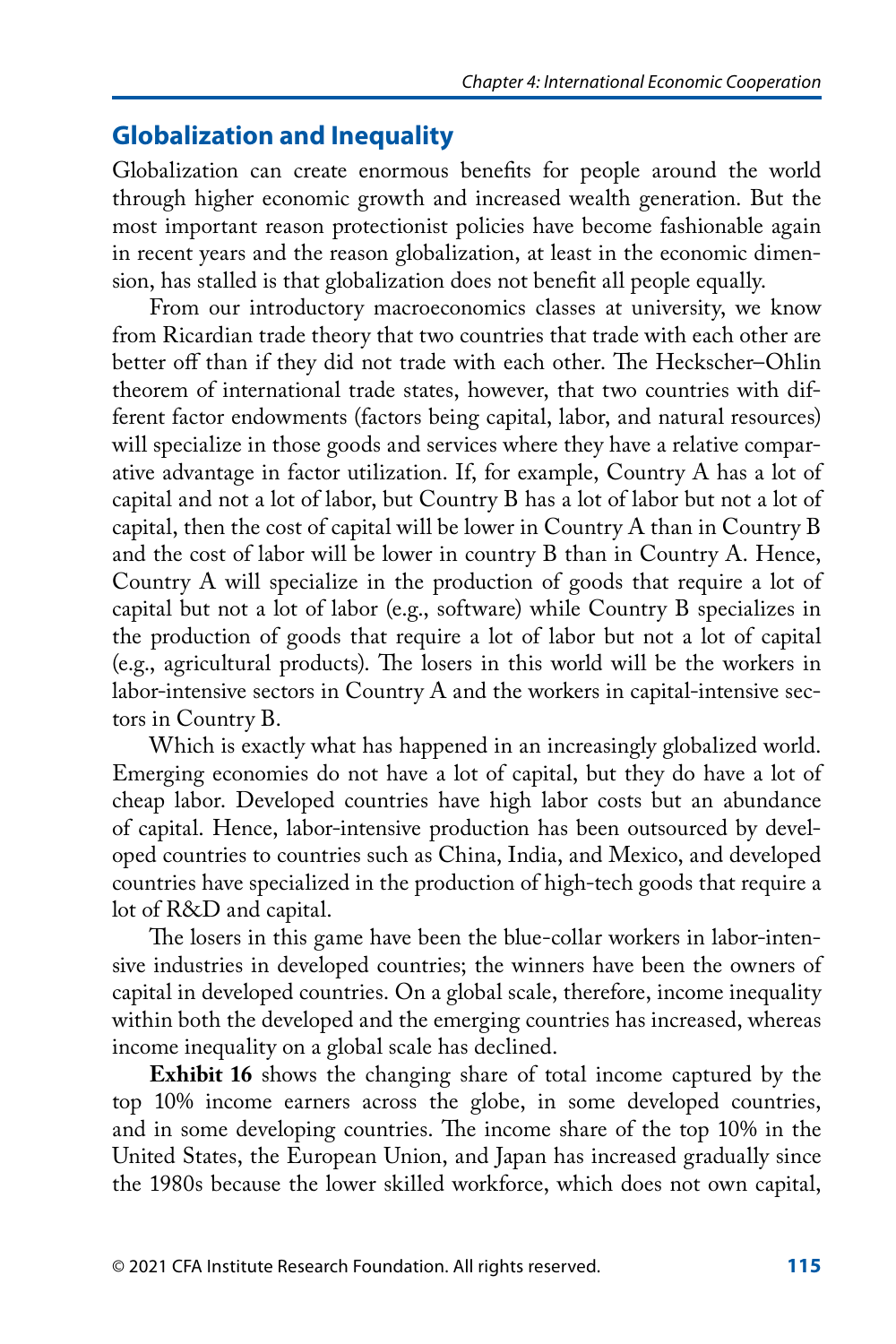## Globalization and Inequality

Globalization can create enormous benefits for people around the world through higher economic growth and increased wealth generation. But the most important reason protectionist policies have become fashionable again in recent years and the reason globalization, at least in the economic dimension, has stalled is that globalization does not benefit all people equally.

From our introductory macroeconomics classes at university, we know from Ricardian trade theory that two countries that trade with each other are better off than if they did not trade with each other. The Heckscher–Ohlin theorem of international trade states, however, that two countries with different factor endowments (factors being capital, labor, and natural resources) will specialize in those goods and services where they have a relative comparative advantage in factor utilization. If, for example, Country A has a lot of capital and not a lot of labor, but Country B has a lot of labor but not a lot of capital, then the cost of capital will be lower in Country A than in Country B and the cost of labor will be lower in country B than in Country A. Hence, Country A will specialize in the production of goods that require a lot of capital but not a lot of labor (e.g., software) while Country B specializes in the production of goods that require a lot of labor but not a lot of capital (e.g., agricultural products). The losers in this world will be the workers in labor-intensive sectors in Country A and the workers in capital-intensive sectors in Country B.

Which is exactly what has happened in an increasingly globalized world. Emerging economies do not have a lot of capital, but they do have a lot of cheap labor. Developed countries have high labor costs but an abundance of capital. Hence, labor-intensive production has been outsourced by developed countries to countries such as China, India, and Mexico, and developed countries have specialized in the production of high-tech goods that require a lot of R&D and capital.

The losers in this game have been the blue-collar workers in labor-intensive industries in developed countries; the winners have been the owners of capital in developed countries. On a global scale, therefore, income inequality within both the developed and the emerging countries has increased, whereas income inequality on a global scale has declined.

**Exhibit 16** shows the changing share of total income captured by the top 10% income earners across the globe, in some developed countries, and in some developing countries. The income share of the top 10% in the United States, the European Union, and Japan has increased gradually since the 1980s because the lower skilled workforce, which does not own capital,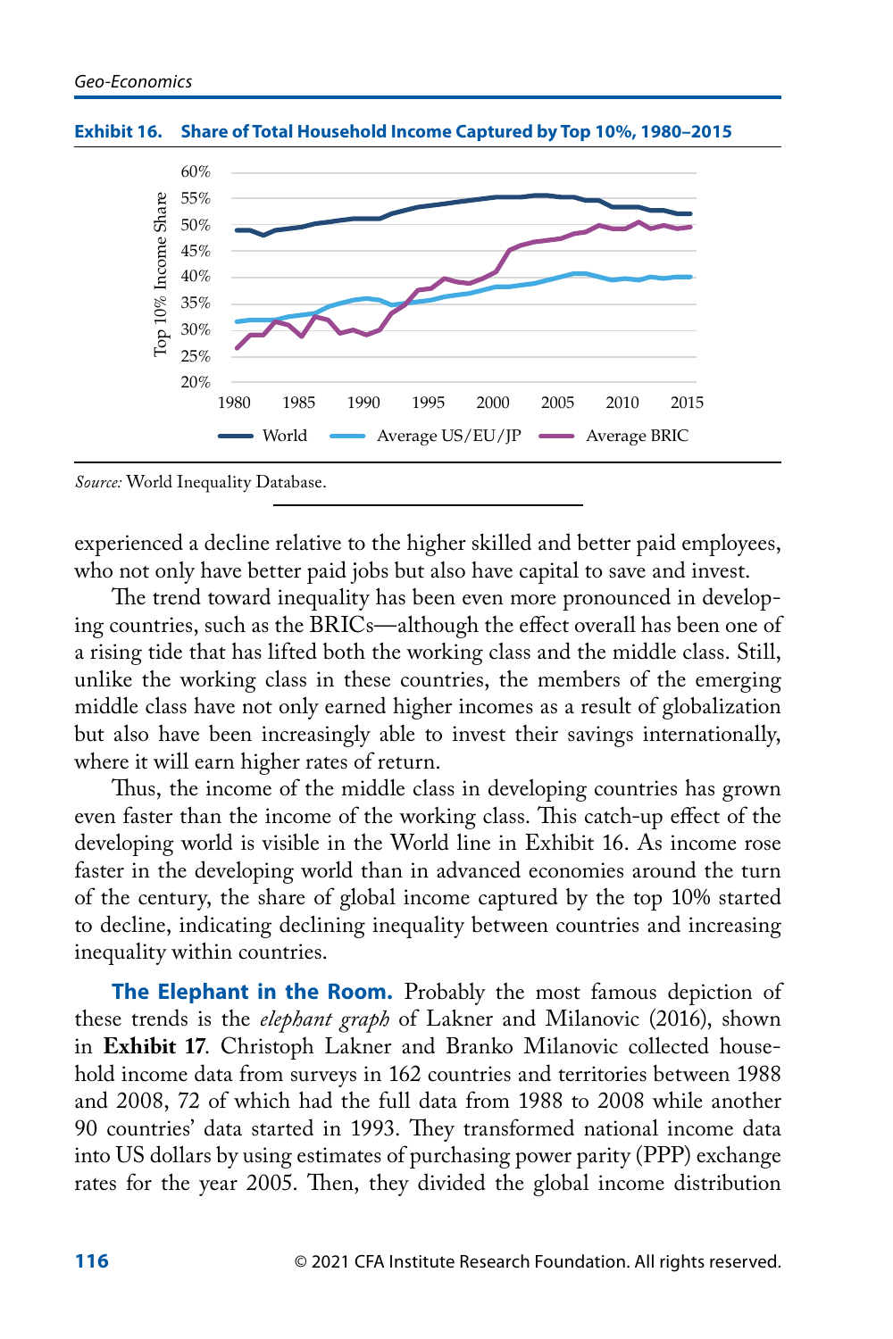**Exhibit 16. Share of Total Household Income Captured by Top 10%, 1980–2015**

*Source:* World Inequality Database.

experienced a decline relative to the higher skilled and better paid employees, who not only have better paid jobs but also have capital to save and invest.

The trend toward inequality has been even more pronounced in developing countries, such as the BRICs—although the effect overall has been one of a rising tide that has lifted both the working class and the middle class. Still, unlike the working class in these countries, the members of the emerging middle class have not only earned higher incomes as a result of globalization but also have been increasingly able to invest their savings internationally, where it will earn higher rates of return.

Thus, the income of the middle class in developing countries has grown even faster than the income of the working class. This catch-up effect of the developing world is visible in the World line in Exhibit 16. As income rose faster in the developing world than in advanced economies around the turn of the century, the share of global income captured by the top 10% started to decline, indicating declining inequality between countries and increasing inequality within countries.

**The Elephant in the Room.** Probably the most famous depiction of these trends is the *elephant graph* of Lakner and Milanovic (2016), shown in **Exhibit 17**. Christoph Lakner and Branko Milanovic collected household income data from surveys in 162 countries and territories between 1988 and 2008, 72 of which had the full data from 1988 to 2008 while another 90 countries' data started in 1993. They transformed national income data into US dollars by using estimates of purchasing power parity (PPP) exchange rates for the year 2005. Then, they divided the global income distribution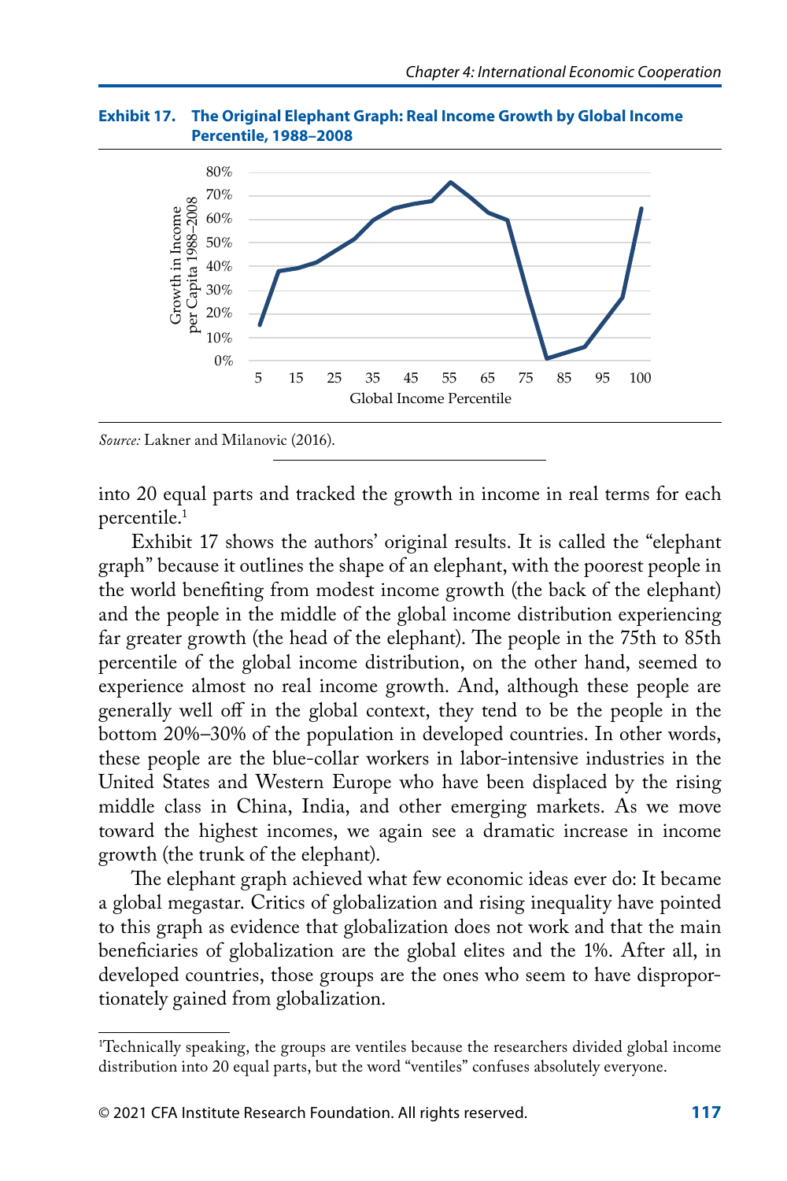**Exhibit 17. The Original Elephant Graph: Real Income Growth by Global Income Percentile, 1988–2008**

*Source:* Lakner and Milanovic (2016).

into 20 equal parts and tracked the growth in income in real terms for each percentile.[1]

Exhibit 17 shows the authors' original results. It is called the "elephant graph" because it outlines the shape of an elephant, with the poorest people in the world benefiting from modest income growth (the back of the elephant) and the people in the middle of the global income distribution experiencing far greater growth (the head of the elephant). The people in the 75th to 85th percentile of the global income distribution, on the other hand, seemed to experience almost no real income growth. And, although these people are generally well off in the global context, they tend to be the people in the bottom 20%–30% of the population in developed countries. In other words, these people are the blue-collar workers in labor-intensive industries in the United States and Western Europe who have been displaced by the rising middle class in China, India, and other emerging markets. As we move toward the highest incomes, we again see a dramatic increase in income growth (the trunk of the elephant).

The elephant graph achieved what few economic ideas ever do: It became a global megastar. Critics of globalization and rising inequality have pointed to this graph as evidence that globalization does not work and that the main beneficiaries of globalization are the global elites and the 1%. After all, in developed countries, those groups are the ones who seem to have disproportionately gained from globalization.

[1]Technically speaking, the groups are ventiles because the researchers divided global income distribution into 20 equal parts, but the word "ventiles" confuses absolutely everyone.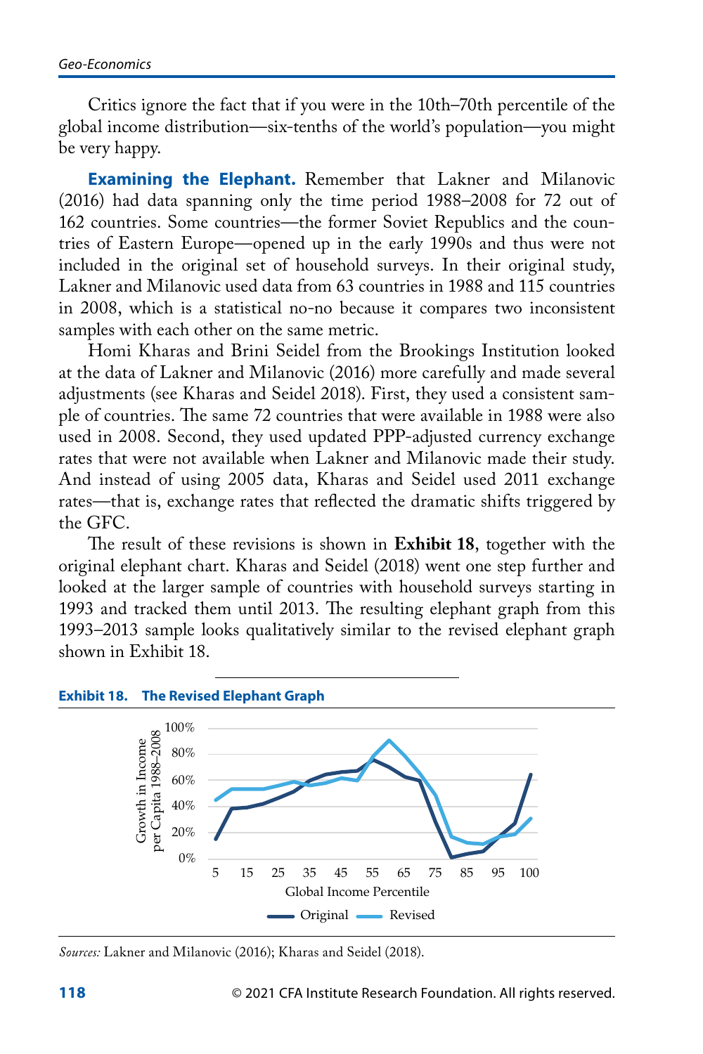Critics ignore the fact that if you were in the 10th–70th percentile of the global income distribution—six-tenths of the world's population—you might be very happy.

**Examining the Elephant.** Remember that Lakner and Milanovic (2016) had data spanning only the time period 1988–2008 for 72 out of 162 countries. Some countries—the former Soviet Republics and the countries of Eastern Europe—opened up in the early 1990s and thus were not included in the original set of household surveys. In their original study, Lakner and Milanovic used data from 63 countries in 1988 and 115 countries in 2008, which is a statistical no-no because it compares two inconsistent samples with each other on the same metric.

Homi Kharas and Brini Seidel from the Brookings Institution looked at the data of Lakner and Milanovic (2016) more carefully and made several adjustments (see Kharas and Seidel 2018). First, they used a consistent sample of countries. The same 72 countries that were available in 1988 were also used in 2008. Second, they used updated PPP-adjusted currency exchange rates that were not available when Lakner and Milanovic made their study. And instead of using 2005 data, Kharas and Seidel used 2011 exchange rates—that is, exchange rates that reflected the dramatic shifts triggered by the GFC.

The result of these revisions is shown in **Exhibit 18**, together with the original elephant chart. Kharas and Seidel (2018) went one step further and looked at the larger sample of countries with household surveys starting in 1993 and tracked them until 2013. The resulting elephant graph from this 1993–2013 sample looks qualitatively similar to the revised elephant graph shown in Exhibit 18.

**Exhibit 18. The Revised Elephant Graph**

*Sources:* Lakner and Milanovic (2016); Kharas and Seidel (2018).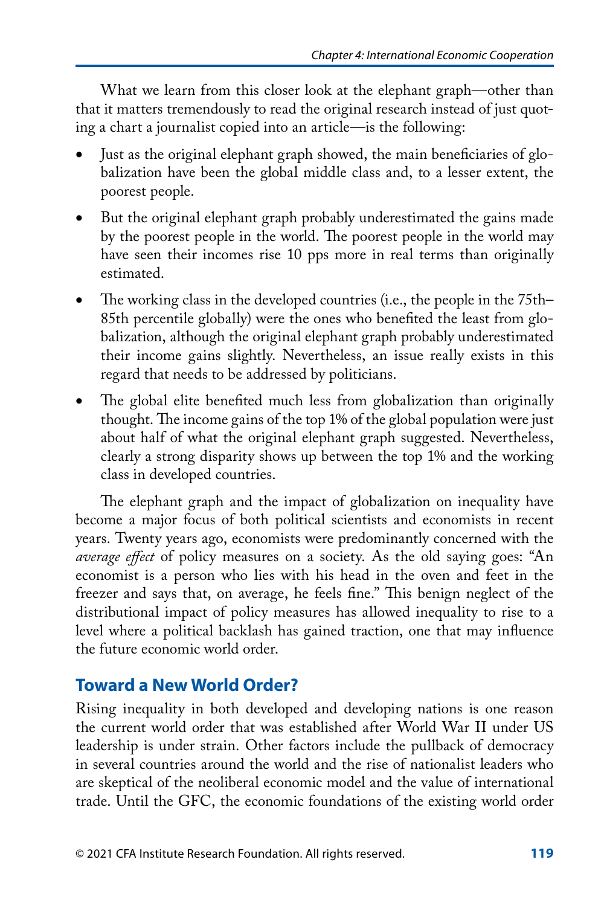What we learn from this closer look at the elephant graph—other than that it matters tremendously to read the original research instead of just quoting a chart a journalist copied into an article—is the following:

- Just as the original elephant graph showed, the main beneficiaries of globalization have been the global middle class and, to a lesser extent, the poorest people.
- But the original elephant graph probably underestimated the gains made by the poorest people in the world. The poorest people in the world may have seen their incomes rise 10 pps more in real terms than originally estimated.
- The working class in the developed countries (i.e., the people in the 75th–85th percentile globally) were the ones who benefited the least from globalization, although the original elephant graph probably underestimated their income gains slightly. Nevertheless, an issue really exists in this regard that needs to be addressed by politicians.
- The global elite benefited much less from globalization than originally thought. The income gains of the top 1% of the global population were just about half of what the original elephant graph suggested. Nevertheless, clearly a strong disparity shows up between the top 1% and the working class in developed countries.

The elephant graph and the impact of globalization on inequality have become a major focus of both political scientists and economists in recent years. Twenty years ago, economists were predominantly concerned with the *average effect* of policy measures on a society. As the old saying goes: "An economist is a person who lies with his head in the oven and feet in the freezer and says that, on average, he feels fine." This benign neglect of the distributional impact of policy measures has allowed inequality to rise to a level where a political backlash has gained traction, one that may influence the future economic world order.

## Toward a New World Order?

Rising inequality in both developed and developing nations is one reason the current world order that was established after World War II under US leadership is under strain. Other factors include the pullback of democracy in several countries around the world and the rise of nationalist leaders who are skeptical of the neoliberal economic model and the value of international trade. Until the GFC, the economic foundations of the existing world order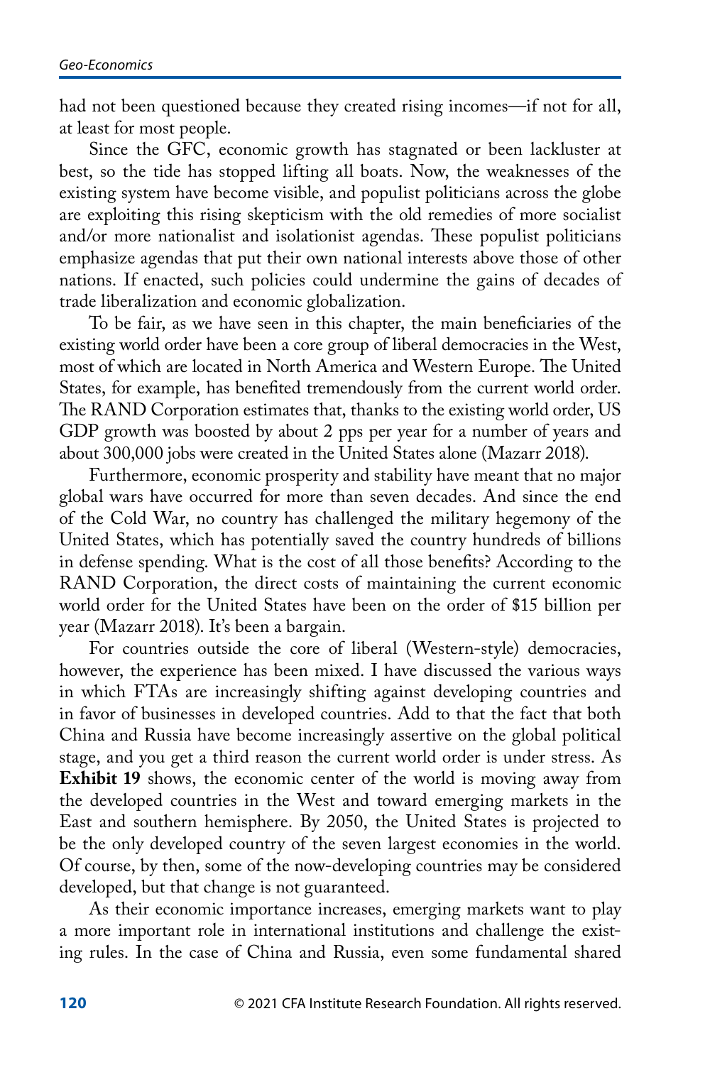had not been questioned because they created rising incomes—if not for all, at least for most people.

Since the GFC, economic growth has stagnated or been lackluster at best, so the tide has stopped lifting all boats. Now, the weaknesses of the existing system have become visible, and populist politicians across the globe are exploiting this rising skepticism with the old remedies of more socialist and/or more nationalist and isolationist agendas. These populist politicians emphasize agendas that put their own national interests above those of other nations. If enacted, such policies could undermine the gains of decades of trade liberalization and economic globalization.

To be fair, as we have seen in this chapter, the main beneficiaries of the existing world order have been a core group of liberal democracies in the West, most of which are located in North America and Western Europe. The United States, for example, has benefited tremendously from the current world order. The RAND Corporation estimates that, thanks to the existing world order, US GDP growth was boosted by about 2 pps per year for a number of years and about 300,000 jobs were created in the United States alone (Mazarr 2018).

Furthermore, economic prosperity and stability have meant that no major global wars have occurred for more than seven decades. And since the end of the Cold War, no country has challenged the military hegemony of the United States, which has potentially saved the country hundreds of billions in defense spending. What is the cost of all those benefits? According to the RAND Corporation, the direct costs of maintaining the current economic world order for the United States have been on the order of $15 billion per year (Mazarr 2018). It's been a bargain.

For countries outside the core of liberal (Western-style) democracies, however, the experience has been mixed. I have discussed the various ways in which FTAs are increasingly shifting against developing countries and in favor of businesses in developed countries. Add to that the fact that both China and Russia have become increasingly assertive on the global political stage, and you get a third reason the current world order is under stress. As **Exhibit 19** shows, the economic center of the world is moving away from the developed countries in the West and toward emerging markets in the East and southern hemisphere. By 2050, the United States is projected to be the only developed country of the seven largest economies in the world. Of course, by then, some of the now-developing countries may be considered developed, but that change is not guaranteed.

As their economic importance increases, emerging markets want to play a more important role in international institutions and challenge the existing rules. In the case of China and Russia, even some fundamental shared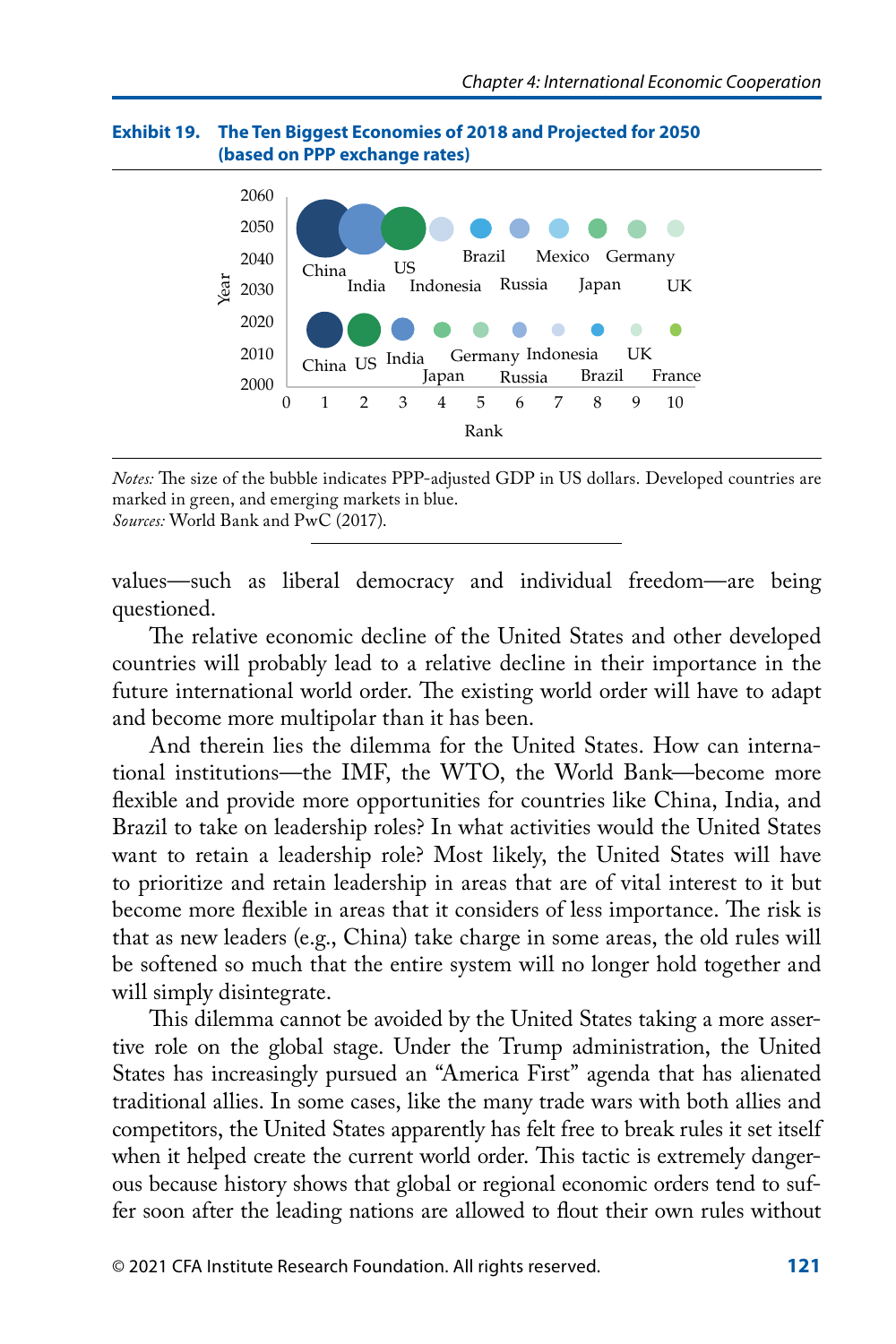**Exhibit 19. The Ten Biggest Economies of 2018 and Projected for 2050 (based on PPP exchange rates)**

| Rank | 2018 | 2050 |
|---|---|---|
| 1 | China | China |
| 2 | US | India |
| 3 | India | US |
| 4 | Japan | Indonesia |
| 5 | Germany | Brazil |
| 6 | Russia | Russia |
| 7 | Indonesia | Mexico |
| 8 | Brazil | Japan |
| 9 | UK | Germany |
| 10 | France | UK |

*Notes:* The size of the bubble indicates PPP-adjusted GDP in US dollars. Developed countries are marked in green, and emerging markets in blue.
*Sources:* World Bank and PwC (2017).

values—such as liberal democracy and individual freedom—are being questioned.

The relative economic decline of the United States and other developed countries will probably lead to a relative decline in their importance in the future international world order. The existing world order will have to adapt and become more multipolar than it has been.

And therein lies the dilemma for the United States. How can international institutions—the IMF, the WTO, the World Bank—become more flexible and provide more opportunities for countries like China, India, and Brazil to take on leadership roles? In what activities would the United States want to retain a leadership role? Most likely, the United States will have to prioritize and retain leadership in areas that are of vital interest to it but become more flexible in areas that it considers of less importance. The risk is that as new leaders (e.g., China) take charge in some areas, the old rules will be softened so much that the entire system will no longer hold together and will simply disintegrate.

This dilemma cannot be avoided by the United States taking a more assertive role on the global stage. Under the Trump administration, the United States has increasingly pursued an "America First" agenda that has alienated traditional allies. In some cases, like the many trade wars with both allies and competitors, the United States apparently has felt free to break rules it set itself when it helped create the current world order. This tactic is extremely dangerous because history shows that global or regional economic orders tend to suffer soon after the leading nations are allowed to flout their own rules without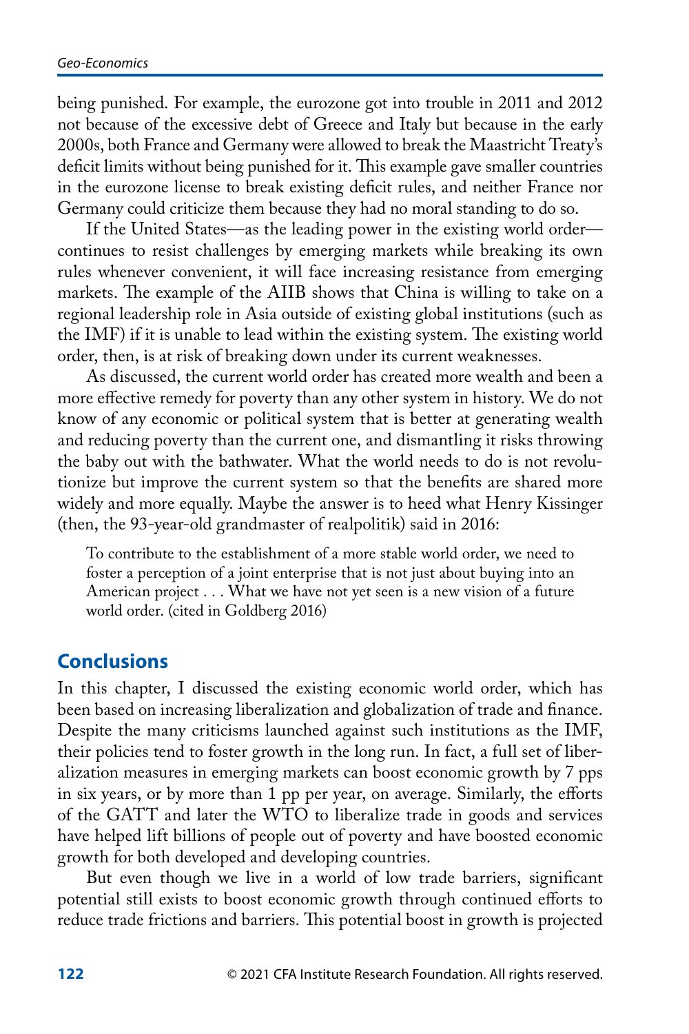being punished. For example, the eurozone got into trouble in 2011 and 2012 not because of the excessive debt of Greece and Italy but because in the early 2000s, both France and Germany were allowed to break the Maastricht Treaty's deficit limits without being punished for it. This example gave smaller countries in the eurozone license to break existing deficit rules, and neither France nor Germany could criticize them because they had no moral standing to do so.

If the United States—as the leading power in the existing world order—continues to resist challenges by emerging markets while breaking its own rules whenever convenient, it will face increasing resistance from emerging markets. The example of the AIIB shows that China is willing to take on a regional leadership role in Asia outside of existing global institutions (such as the IMF) if it is unable to lead within the existing system. The existing world order, then, is at risk of breaking down under its current weaknesses.

As discussed, the current world order has created more wealth and been a more effective remedy for poverty than any other system in history. We do not know of any economic or political system that is better at generating wealth and reducing poverty than the current one, and dismantling it risks throwing the baby out with the bathwater. What the world needs to do is not revolutionize but improve the current system so that the benefits are shared more widely and more equally. Maybe the answer is to heed what Henry Kissinger (then, the 93-year-old grandmaster of realpolitik) said in 2016:

> To contribute to the establishment of a more stable world order, we need to foster a perception of a joint enterprise that is not just about buying into an American project . . . What we have not yet seen is a new vision of a future world order. (cited in Goldberg 2016)

## Conclusions

In this chapter, I discussed the existing economic world order, which has been based on increasing liberalization and globalization of trade and finance. Despite the many criticisms launched against such institutions as the IMF, their policies tend to foster growth in the long run. In fact, a full set of liberalization measures in emerging markets can boost economic growth by 7 pps in six years, or by more than 1 pp per year, on average. Similarly, the efforts of the GATT and later the WTO to liberalize trade in goods and services have helped lift billions of people out of poverty and have boosted economic growth for both developed and developing countries.

But even though we live in a world of low trade barriers, significant potential still exists to boost economic growth through continued efforts to reduce trade frictions and barriers. This potential boost in growth is projected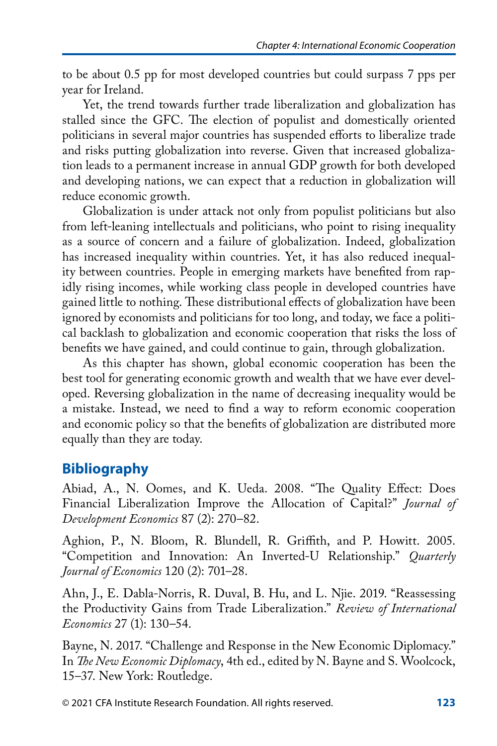to be about 0.5 pp for most developed countries but could surpass 7 pps per year for Ireland.

Yet, the trend towards further trade liberalization and globalization has stalled since the GFC. The election of populist and domestically oriented politicians in several major countries has suspended efforts to liberalize trade and risks putting globalization into reverse. Given that increased globalization leads to a permanent increase in annual GDP growth for both developed and developing nations, we can expect that a reduction in globalization will reduce economic growth.

Globalization is under attack not only from populist politicians but also from left-leaning intellectuals and politicians, who point to rising inequality as a source of concern and a failure of globalization. Indeed, globalization has increased inequality within countries. Yet, it has also reduced inequality between countries. People in emerging markets have benefited from rapidly rising incomes, while working class people in developed countries have gained little to nothing. These distributional effects of globalization have been ignored by economists and politicians for too long, and today, we face a political backlash to globalization and economic cooperation that risks the loss of benefits we have gained, and could continue to gain, through globalization.

As this chapter has shown, global economic cooperation has been the best tool for generating economic growth and wealth that we have ever developed. Reversing globalization in the name of decreasing inequality would be a mistake. Instead, we need to find a way to reform economic cooperation and economic policy so that the benefits of globalization are distributed more equally than they are today.

## Bibliography

Abiad, A., N. Oomes, and K. Ueda. 2008. "The Quality Effect: Does Financial Liberalization Improve the Allocation of Capital?" *Journal of Development Economics* 87 (2): 270–82.

Aghion, P., N. Bloom, R. Blundell, R. Griffith, and P. Howitt. 2005. "Competition and Innovation: An Inverted-U Relationship." *Quarterly Journal of Economics* 120 (2): 701–28.

Ahn, J., E. Dabla-Norris, R. Duval, B. Hu, and L. Njie. 2019. "Reassessing the Productivity Gains from Trade Liberalization." *Review of International Economics* 27 (1): 130–54.

Bayne, N. 2017. "Challenge and Response in the New Economic Diplomacy." In *The New Economic Diplomacy*, 4th ed., edited by N. Bayne and S. Woolcock, 15–37. New York: Routledge.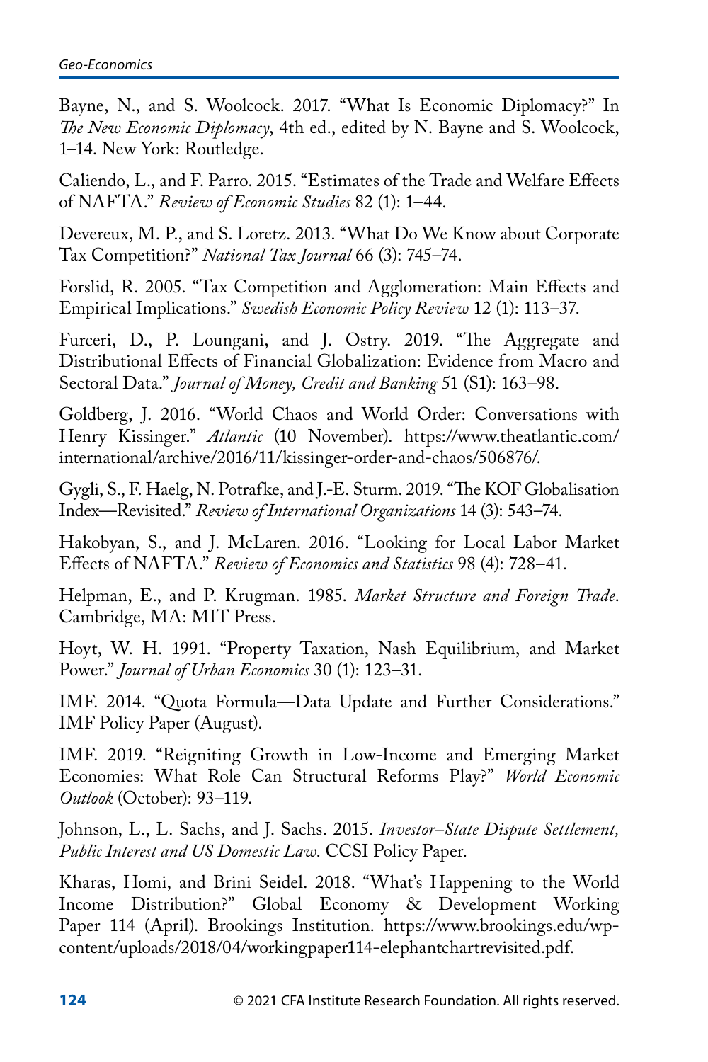Bayne, N., and S. Woolcock. 2017. "What Is Economic Diplomacy?" In *The New Economic Diplomacy*, 4th ed., edited by N. Bayne and S. Woolcock, 1–14. New York: Routledge.

Caliendo, L., and F. Parro. 2015. "Estimates of the Trade and Welfare Effects of NAFTA." *Review of Economic Studies* 82 (1): 1–44.

Devereux, M. P., and S. Loretz. 2013. "What Do We Know about Corporate Tax Competition?" *National Tax Journal* 66 (3): 745–74.

Forslid, R. 2005. "Tax Competition and Agglomeration: Main Effects and Empirical Implications." *Swedish Economic Policy Review* 12 (1): 113–37.

Furceri, D., P. Loungani, and J. Ostry. 2019. "The Aggregate and Distributional Effects of Financial Globalization: Evidence from Macro and Sectoral Data." *Journal of Money, Credit and Banking* 51 (S1): 163–98.

Goldberg, J. 2016. "World Chaos and World Order: Conversations with Henry Kissinger." *Atlantic* (10 November). https://www.theatlantic.com/international/archive/2016/11/kissinger-order-and-chaos/506876/.

Gygli, S., F. Haelg, N. Potrafke, and J.-E. Sturm. 2019. "The KOF Globalisation Index—Revisited." *Review of International Organizations* 14 (3): 543–74.

Hakobyan, S., and J. McLaren. 2016. "Looking for Local Labor Market Effects of NAFTA." *Review of Economics and Statistics* 98 (4): 728–41.

Helpman, E., and P. Krugman. 1985. *Market Structure and Foreign Trade*. Cambridge, MA: MIT Press.

Hoyt, W. H. 1991. "Property Taxation, Nash Equilibrium, and Market Power." *Journal of Urban Economics* 30 (1): 123–31.

IMF. 2014. "Quota Formula—Data Update and Further Considerations." IMF Policy Paper (August).

IMF. 2019. "Reigniting Growth in Low-Income and Emerging Market Economies: What Role Can Structural Reforms Play?" *World Economic Outlook* (October): 93–119.

Johnson, L., L. Sachs, and J. Sachs. 2015. *Investor–State Dispute Settlement, Public Interest and US Domestic Law*. CCSI Policy Paper.

Kharas, Homi, and Brini Seidel. 2018. "What's Happening to the World Income Distribution?" Global Economy & Development Working Paper 114 (April). Brookings Institution. https://www.brookings.edu/wp-content/uploads/2018/04/workingpaper114-elephantchartrevisited.pdf.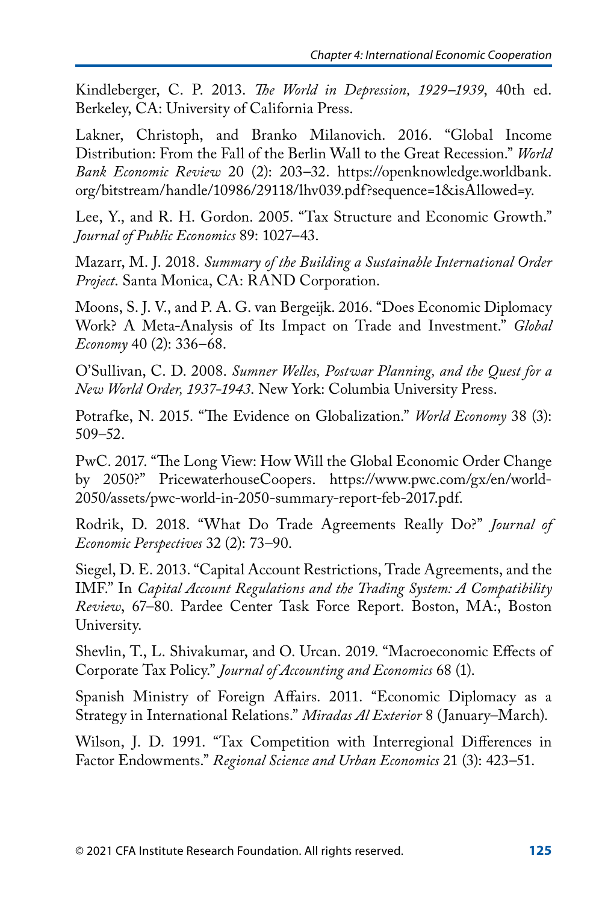Kindleberger, C. P. 2013. *The World in Depression, 1929–1939*, 40th ed. Berkeley, CA: University of California Press.

Lakner, Christoph, and Branko Milanovich. 2016. "Global Income Distribution: From the Fall of the Berlin Wall to the Great Recession." *World Bank Economic Review* 20 (2): 203–32. https://openknowledge.worldbank.org/bitstream/handle/10986/29118/lhv039.pdf?sequence=1&isAllowed=y.

Lee, Y., and R. H. Gordon. 2005. "Tax Structure and Economic Growth." *Journal of Public Economics* 89: 1027–43.

Mazarr, M. J. 2018. *Summary of the Building a Sustainable International Order Project*. Santa Monica, CA: RAND Corporation.

Moons, S. J. V., and P. A. G. van Bergeijk. 2016. "Does Economic Diplomacy Work? A Meta-Analysis of Its Impact on Trade and Investment." *Global Economy* 40 (2): 336–68.

O'Sullivan, C. D. 2008. *Sumner Welles, Postwar Planning, and the Quest for a New World Order, 1937-1943*. New York: Columbia University Press.

Potrafke, N. 2015. "The Evidence on Globalization." *World Economy* 38 (3): 509–52.

PwC. 2017. "The Long View: How Will the Global Economic Order Change by 2050?" PricewaterhouseCoopers. https://www.pwc.com/gx/en/world-2050/assets/pwc-world-in-2050-summary-report-feb-2017.pdf.

Rodrik, D. 2018. "What Do Trade Agreements Really Do?" *Journal of Economic Perspectives* 32 (2): 73–90.

Siegel, D. E. 2013. "Capital Account Restrictions, Trade Agreements, and the IMF." In *Capital Account Regulations and the Trading System: A Compatibility Review*, 67–80. Pardee Center Task Force Report. Boston, MA:, Boston University.

Shevlin, T., L. Shivakumar, and O. Urcan. 2019. "Macroeconomic Effects of Corporate Tax Policy." *Journal of Accounting and Economics* 68 (1).

Spanish Ministry of Foreign Affairs. 2011. "Economic Diplomacy as a Strategy in International Relations." *Miradas Al Exterior* 8 (January–March).

Wilson, J. D. 1991. "Tax Competition with Interregional Differences in Factor Endowments." *Regional Science and Urban Economics* 21 (3): 423–51.